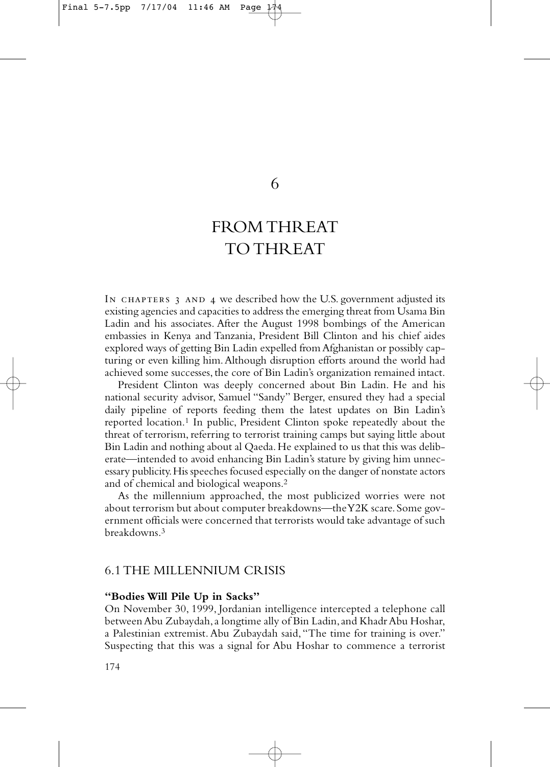# 6

# FROM THREAT TO THREAT

IN CHAPTERS 3 AND 4 we described how the U.S. government adjusted its existing agencies and capacities to address the emerging threat from Usama Bin Ladin and his associates. After the August 1998 bombings of the American embassies in Kenya and Tanzania, President Bill Clinton and his chief aides explored ways of getting Bin Ladin expelled from Afghanistan or possibly capturing or even killing him. Although disruption efforts around the world had achieved some successes, the core of Bin Ladin's organization remained intact.

President Clinton was deeply concerned about Bin Ladin. He and his national security advisor, Samuel "Sandy" Berger, ensured they had a special daily pipeline of reports feeding them the latest updates on Bin Ladin's reported location.[1] In public, President Clinton spoke repeatedly about the threat of terrorism, referring to terrorist training camps but saying little about Bin Ladin and nothing about al Qaeda. He explained to us that this was deliberate—intended to avoid enhancing Bin Ladin's stature by giving him unnecessary publicity. His speeches focused especially on the danger of nonstate actors and of chemical and biological weapons.[2]

As the millennium approached, the most publicized worries were not about terrorism but about computer breakdowns—the Y2K scare. Some government officials were concerned that terrorists would take advantage of such breakdowns.[3]

## 6.1 THE MILLENNIUM CRISIS

### "Bodies Will Pile Up in Sacks"

On November 30, 1999, Jordanian intelligence intercepted a telephone call between Abu Zubaydah, a longtime ally of Bin Ladin, and Khadr Abu Hoshar, a Palestinian extremist. Abu Zubaydah said, "The time for training is over." Suspecting that this was a signal for Abu Hoshar to commence a terrorist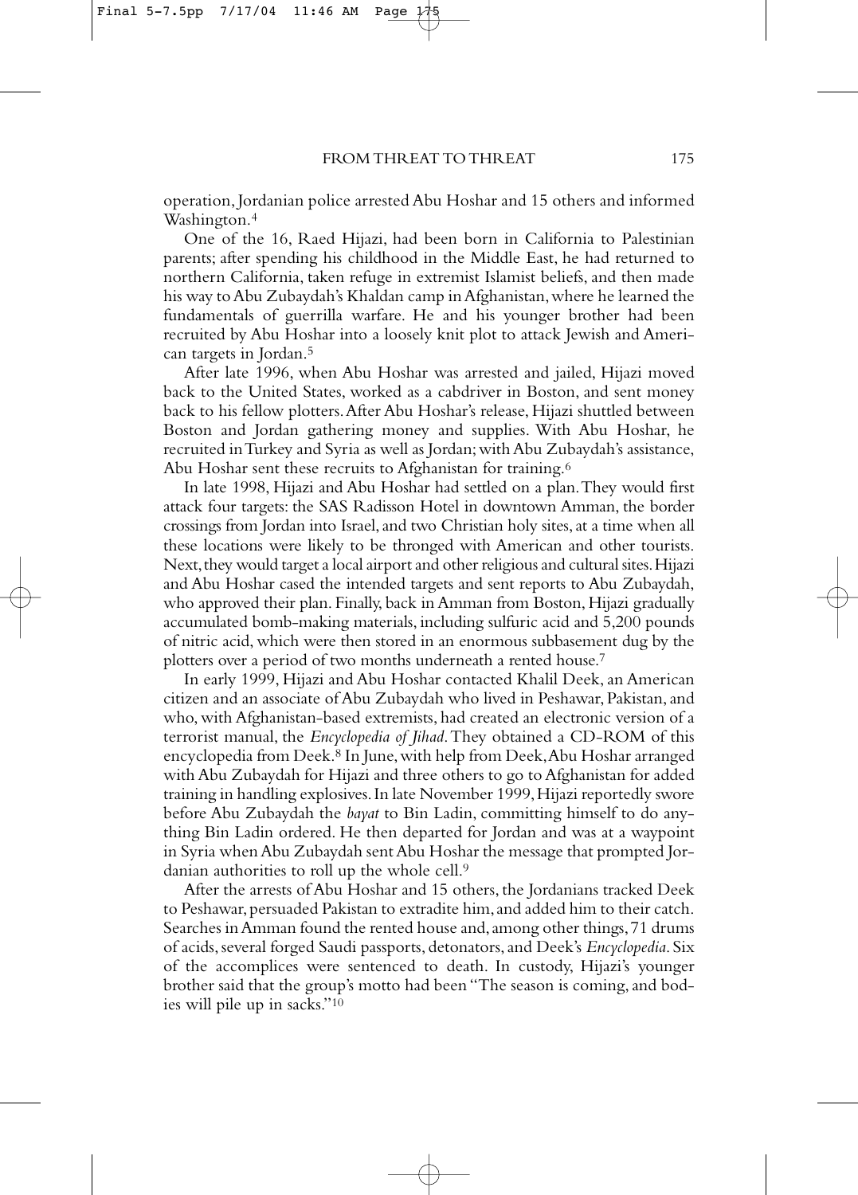operation, Jordanian police arrested Abu Hoshar and 15 others and informed Washington.[4]

One of the 16, Raed Hijazi, had been born in California to Palestinian parents; after spending his childhood in the Middle East, he had returned to northern California, taken refuge in extremist Islamist beliefs, and then made his way to Abu Zubaydah's Khaldan camp in Afghanistan, where he learned the fundamentals of guerrilla warfare. He and his younger brother had been recruited by Abu Hoshar into a loosely knit plot to attack Jewish and American targets in Jordan.[5]

After late 1996, when Abu Hoshar was arrested and jailed, Hijazi moved back to the United States, worked as a cabdriver in Boston, and sent money back to his fellow plotters. After Abu Hoshar's release, Hijazi shuttled between Boston and Jordan gathering money and supplies. With Abu Hoshar, he recruited in Turkey and Syria as well as Jordan; with Abu Zubaydah's assistance, Abu Hoshar sent these recruits to Afghanistan for training.[6]

In late 1998, Hijazi and Abu Hoshar had settled on a plan. They would first attack four targets: the SAS Radisson Hotel in downtown Amman, the border crossings from Jordan into Israel, and two Christian holy sites, at a time when all these locations were likely to be thronged with American and other tourists. Next, they would target a local airport and other religious and cultural sites. Hijazi and Abu Hoshar cased the intended targets and sent reports to Abu Zubaydah, who approved their plan. Finally, back in Amman from Boston, Hijazi gradually accumulated bomb-making materials, including sulfuric acid and 5,200 pounds of nitric acid, which were then stored in an enormous subbasement dug by the plotters over a period of two months underneath a rented house.[7]

In early 1999, Hijazi and Abu Hoshar contacted Khalil Deek, an American citizen and an associate of Abu Zubaydah who lived in Peshawar, Pakistan, and who, with Afghanistan-based extremists, had created an electronic version of a terrorist manual, the *Encyclopedia of Jihad*. They obtained a CD-ROM of this encyclopedia from Deek.[8] In June, with help from Deek, Abu Hoshar arranged with Abu Zubaydah for Hijazi and three others to go to Afghanistan for added training in handling explosives. In late November 1999, Hijazi reportedly swore before Abu Zubaydah the *bayat* to Bin Ladin, committing himself to do anything Bin Ladin ordered. He then departed for Jordan and was at a waypoint in Syria when Abu Zubaydah sent Abu Hoshar the message that prompted Jordanian authorities to roll up the whole cell.[9]

After the arrests of Abu Hoshar and 15 others, the Jordanians tracked Deek to Peshawar, persuaded Pakistan to extradite him, and added him to their catch. Searches in Amman found the rented house and, among other things, 71 drums of acids, several forged Saudi passports, detonators, and Deek's *Encyclopedia*. Six of the accomplices were sentenced to death. In custody, Hijazi's younger brother said that the group's motto had been "The season is coming, and bodies will pile up in sacks."[10]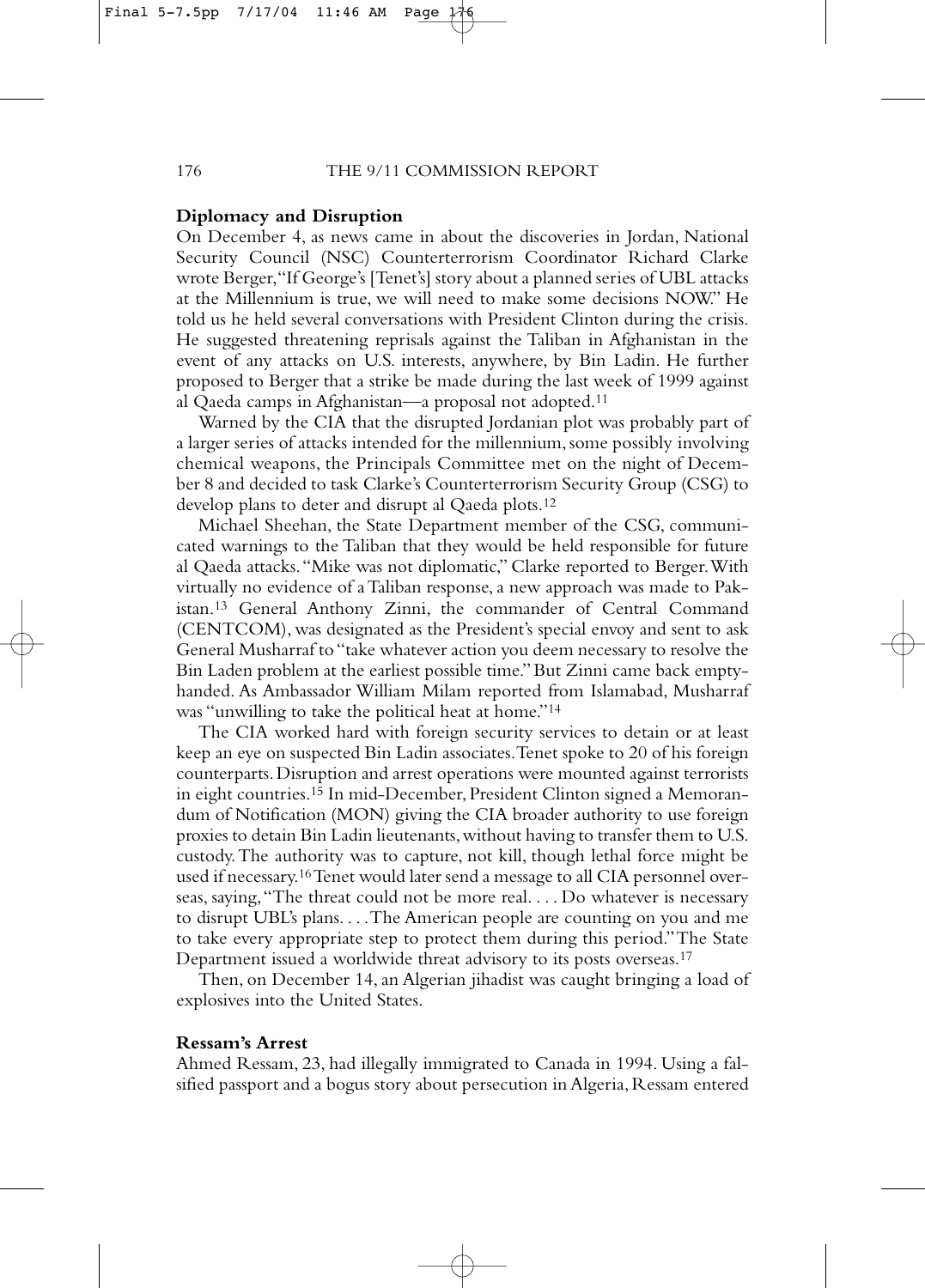### Diplomacy and Disruption

On December 4, as news came in about the discoveries in Jordan, National Security Council (NSC) Counterterrorism Coordinator Richard Clarke wrote Berger, "If George's [Tenet's] story about a planned series of UBL attacks at the Millennium is true, we will need to make some decisions NOW." He told us he held several conversations with President Clinton during the crisis. He suggested threatening reprisals against the Taliban in Afghanistan in the event of any attacks on U.S. interests, anywhere, by Bin Ladin. He further proposed to Berger that a strike be made during the last week of 1999 against al Qaeda camps in Afghanistan—a proposal not adopted.[11]

Warned by the CIA that the disrupted Jordanian plot was probably part of a larger series of attacks intended for the millennium, some possibly involving chemical weapons, the Principals Committee met on the night of December 8 and decided to task Clarke's Counterterrorism Security Group (CSG) to develop plans to deter and disrupt al Qaeda plots.[12]

Michael Sheehan, the State Department member of the CSG, communicated warnings to the Taliban that they would be held responsible for future al Qaeda attacks. "Mike was not diplomatic," Clarke reported to Berger. With virtually no evidence of a Taliban response, a new approach was made to Pakistan.[13] General Anthony Zinni, the commander of Central Command (CENTCOM), was designated as the President's special envoy and sent to ask General Musharraf to "take whatever action you deem necessary to resolve the Bin Laden problem at the earliest possible time." But Zinni came back empty-handed. As Ambassador William Milam reported from Islamabad, Musharraf was "unwilling to take the political heat at home."[14]

The CIA worked hard with foreign security services to detain or at least keep an eye on suspected Bin Ladin associates. Tenet spoke to 20 of his foreign counterparts. Disruption and arrest operations were mounted against terrorists in eight countries.[15] In mid-December, President Clinton signed a Memorandum of Notification (MON) giving the CIA broader authority to use foreign proxies to detain Bin Ladin lieutenants, without having to transfer them to U.S. custody. The authority was to capture, not kill, though lethal force might be used if necessary.[16] Tenet would later send a message to all CIA personnel overseas, saying, "The threat could not be more real. . . . Do whatever is necessary to disrupt UBL's plans. . . . The American people are counting on you and me to take every appropriate step to protect them during this period." The State Department issued a worldwide threat advisory to its posts overseas.[17]

Then, on December 14, an Algerian jihadist was caught bringing a load of explosives into the United States.

### Ressam's Arrest

Ahmed Ressam, 23, had illegally immigrated to Canada in 1994. Using a falsified passport and a bogus story about persecution in Algeria, Ressam entered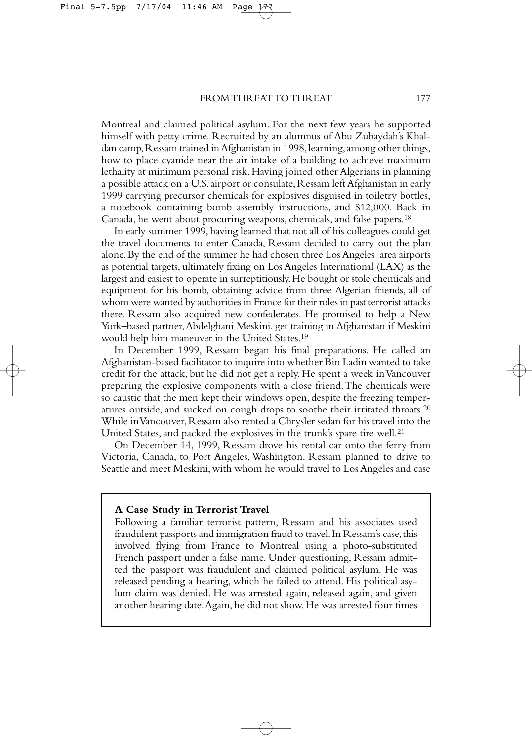Montreal and claimed political asylum. For the next few years he supported himself with petty crime. Recruited by an alumnus of Abu Zubaydah's Khaldan camp, Ressam trained in Afghanistan in 1998, learning, among other things, how to place cyanide near the air intake of a building to achieve maximum lethality at minimum personal risk. Having joined other Algerians in planning a possible attack on a U.S. airport or consulate, Ressam left Afghanistan in early 1999 carrying precursor chemicals for explosives disguised in toiletry bottles, a notebook containing bomb assembly instructions, and $12,000. Back in Canada, he went about procuring weapons, chemicals, and false papers.[18]

In early summer 1999, having learned that not all of his colleagues could get the travel documents to enter Canada, Ressam decided to carry out the plan alone. By the end of the summer he had chosen three Los Angeles–area airports as potential targets, ultimately fixing on Los Angeles International (LAX) as the largest and easiest to operate in surreptitiously. He bought or stole chemicals and equipment for his bomb, obtaining advice from three Algerian friends, all of whom were wanted by authorities in France for their roles in past terrorist attacks there. Ressam also acquired new confederates. He promised to help a New York–based partner, Abdelghani Meskini, get training in Afghanistan if Meskini would help him maneuver in the United States.[19]

In December 1999, Ressam began his final preparations. He called an Afghanistan-based facilitator to inquire into whether Bin Ladin wanted to take credit for the attack, but he did not get a reply. He spent a week in Vancouver preparing the explosive components with a close friend. The chemicals were so caustic that the men kept their windows open, despite the freezing temperatures outside, and sucked on cough drops to soothe their irritated throats.[20] While in Vancouver, Ressam also rented a Chrysler sedan for his travel into the United States, and packed the explosives in the trunk's spare tire well.[21]

On December 14, 1999, Ressam drove his rental car onto the ferry from Victoria, Canada, to Port Angeles, Washington. Ressam planned to drive to Seattle and meet Meskini, with whom he would travel to Los Angeles and case

**A Case Study in Terrorist Travel**

Following a familiar terrorist pattern, Ressam and his associates used fraudulent passports and immigration fraud to travel. In Ressam's case, this involved flying from France to Montreal using a photo-substituted French passport under a false name. Under questioning, Ressam admitted the passport was fraudulent and claimed political asylum. He was released pending a hearing, which he failed to attend. His political asylum claim was denied. He was arrested again, released again, and given another hearing date. Again, he did not show. He was arrested four times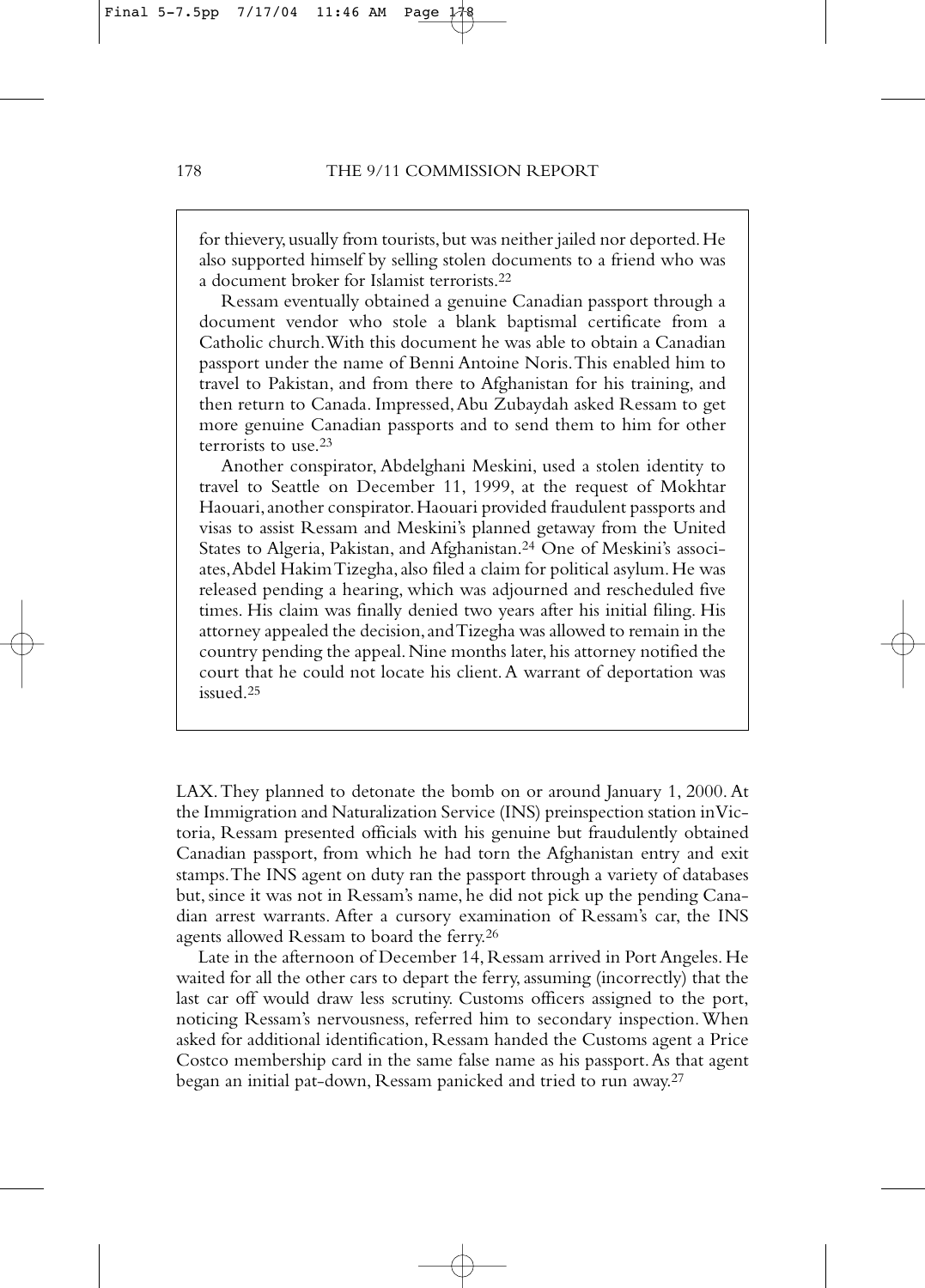for thievery, usually from tourists, but was neither jailed nor deported. He also supported himself by selling stolen documents to a friend who was a document broker for Islamist terrorists.[22]

Ressam eventually obtained a genuine Canadian passport through a document vendor who stole a blank baptismal certificate from a Catholic church. With this document he was able to obtain a Canadian passport under the name of Benni Antoine Noris. This enabled him to travel to Pakistan, and from there to Afghanistan for his training, and then return to Canada. Impressed, Abu Zubaydah asked Ressam to get more genuine Canadian passports and to send them to him for other terrorists to use.[23]

Another conspirator, Abdelghani Meskini, used a stolen identity to travel to Seattle on December 11, 1999, at the request of Mokhtar Haouari, another conspirator. Haouari provided fraudulent passports and visas to assist Ressam and Meskini's planned getaway from the United States to Algeria, Pakistan, and Afghanistan.[24] One of Meskini's associates, Abdel Hakim Tizegha, also filed a claim for political asylum. He was released pending a hearing, which was adjourned and rescheduled five times. His claim was finally denied two years after his initial filing. His attorney appealed the decision, and Tizegha was allowed to remain in the country pending the appeal. Nine months later, his attorney notified the court that he could not locate his client. A warrant of deportation was issued.[25]

LAX. They planned to detonate the bomb on or around January 1, 2000. At the Immigration and Naturalization Service (INS) preinspection station in Victoria, Ressam presented officials with his genuine but fraudulently obtained Canadian passport, from which he had torn the Afghanistan entry and exit stamps. The INS agent on duty ran the passport through a variety of databases but, since it was not in Ressam's name, he did not pick up the pending Canadian arrest warrants. After a cursory examination of Ressam's car, the INS agents allowed Ressam to board the ferry.[26]

Late in the afternoon of December 14, Ressam arrived in Port Angeles. He waited for all the other cars to depart the ferry, assuming (incorrectly) that the last car off would draw less scrutiny. Customs officers assigned to the port, noticing Ressam's nervousness, referred him to secondary inspection. When asked for additional identification, Ressam handed the Customs agent a Price Costco membership card in the same false name as his passport. As that agent began an initial pat-down, Ressam panicked and tried to run away.[27]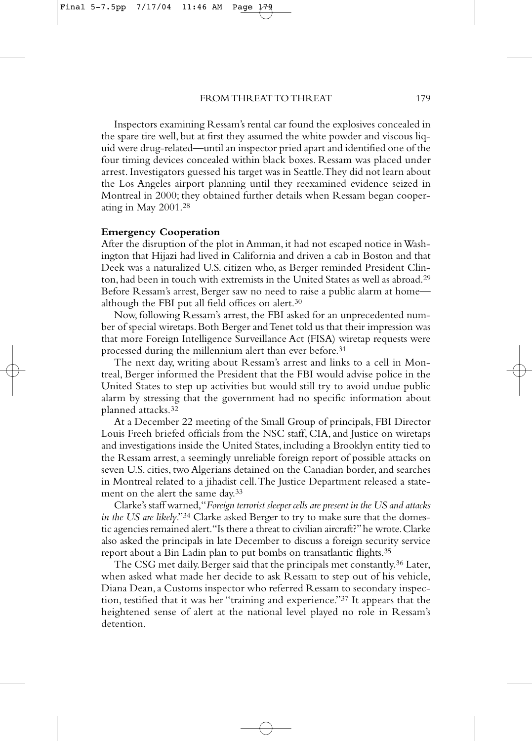Inspectors examining Ressam's rental car found the explosives concealed in the spare tire well, but at first they assumed the white powder and viscous liquid were drug-related—until an inspector pried apart and identified one of the four timing devices concealed within black boxes. Ressam was placed under arrest. Investigators guessed his target was in Seattle. They did not learn about the Los Angeles airport planning until they reexamined evidence seized in Montreal in 2000; they obtained further details when Ressam began cooperating in May 2001.[28]

**Emergency Cooperation**

After the disruption of the plot in Amman, it had not escaped notice in Washington that Hijazi had lived in California and driven a cab in Boston and that Deek was a naturalized U.S. citizen who, as Berger reminded President Clinton, had been in touch with extremists in the United States as well as abroad.[29] Before Ressam's arrest, Berger saw no need to raise a public alarm at home—although the FBI put all field offices on alert.[30]

Now, following Ressam's arrest, the FBI asked for an unprecedented number of special wiretaps. Both Berger and Tenet told us that their impression was that more Foreign Intelligence Surveillance Act (FISA) wiretap requests were processed during the millennium alert than ever before.[31]

The next day, writing about Ressam's arrest and links to a cell in Montreal, Berger informed the President that the FBI would advise police in the United States to step up activities but would still try to avoid undue public alarm by stressing that the government had no specific information about planned attacks.[32]

At a December 22 meeting of the Small Group of principals, FBI Director Louis Freeh briefed officials from the NSC staff, CIA, and Justice on wiretaps and investigations inside the United States, including a Brooklyn entity tied to the Ressam arrest, a seemingly unreliable foreign report of possible attacks on seven U.S. cities, two Algerians detained on the Canadian border, and searches in Montreal related to a jihadist cell. The Justice Department released a statement on the alert the same day.[33]

Clarke's staff warned, "*Foreign terrorist sleeper cells are present in the US and attacks in the US are likely*."[34] Clarke asked Berger to try to make sure that the domestic agencies remained alert. "Is there a threat to civilian aircraft?" he wrote. Clarke also asked the principals in late December to discuss a foreign security service report about a Bin Ladin plan to put bombs on transatlantic flights.[35]

The CSG met daily. Berger said that the principals met constantly.[36] Later, when asked what made her decide to ask Ressam to step out of his vehicle, Diana Dean, a Customs inspector who referred Ressam to secondary inspection, testified that it was her "training and experience."[37] It appears that the heightened sense of alert at the national level played no role in Ressam's detention.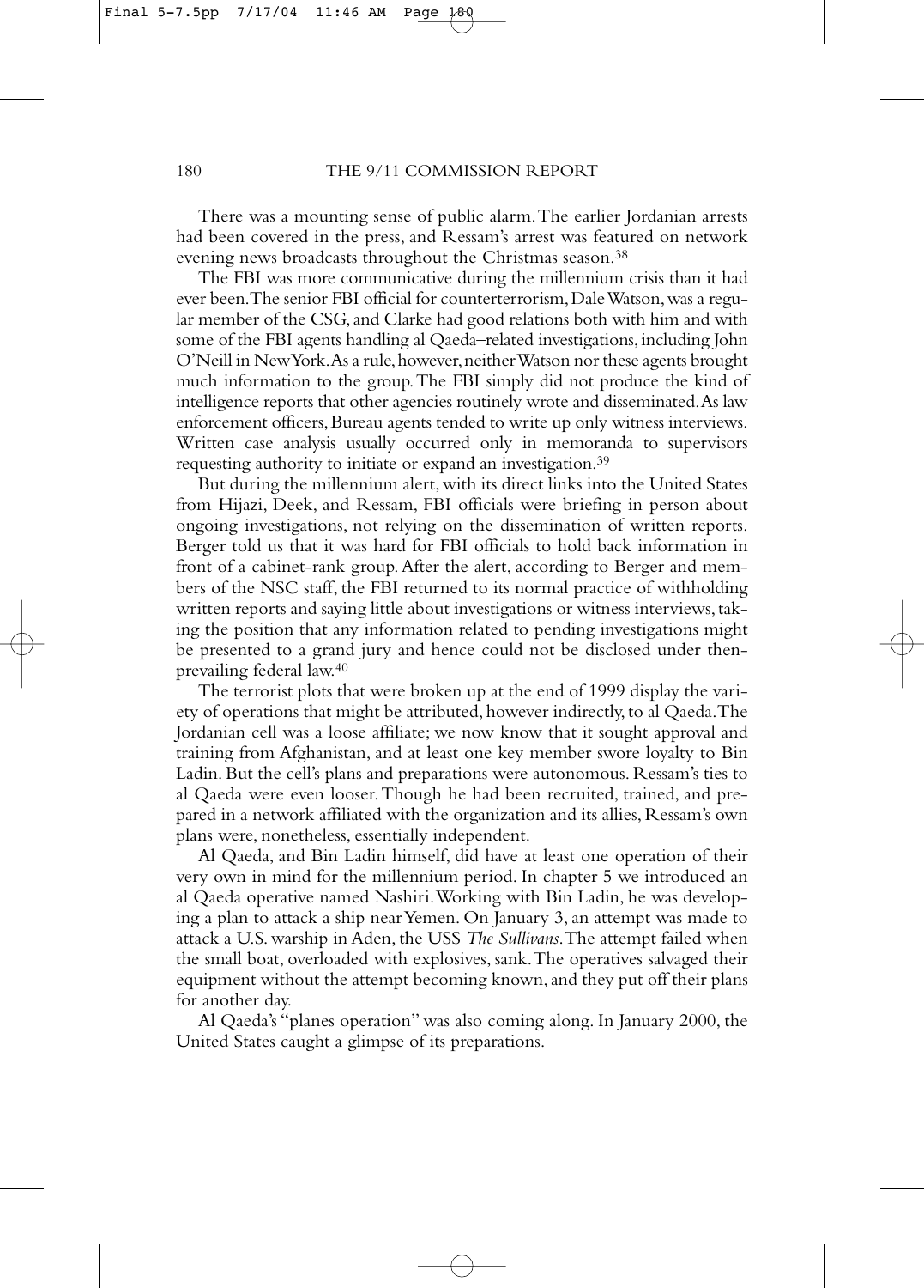There was a mounting sense of public alarm. The earlier Jordanian arrests had been covered in the press, and Ressam's arrest was featured on network evening news broadcasts throughout the Christmas season.[38]

The FBI was more communicative during the millennium crisis than it had ever been. The senior FBI official for counterterrorism, Dale Watson, was a regular member of the CSG, and Clarke had good relations both with him and with some of the FBI agents handling al Qaeda–related investigations, including John O'Neill in New York. As a rule, however, neither Watson nor these agents brought much information to the group. The FBI simply did not produce the kind of intelligence reports that other agencies routinely wrote and disseminated. As law enforcement officers, Bureau agents tended to write up only witness interviews. Written case analysis usually occurred only in memoranda to supervisors requesting authority to initiate or expand an investigation.[39]

But during the millennium alert, with its direct links into the United States from Hijazi, Deek, and Ressam, FBI officials were briefing in person about ongoing investigations, not relying on the dissemination of written reports. Berger told us that it was hard for FBI officials to hold back information in front of a cabinet-rank group. After the alert, according to Berger and members of the NSC staff, the FBI returned to its normal practice of withholding written reports and saying little about investigations or witness interviews, taking the position that any information related to pending investigations might be presented to a grand jury and hence could not be disclosed under then-prevailing federal law.[40]

The terrorist plots that were broken up at the end of 1999 display the variety of operations that might be attributed, however indirectly, to al Qaeda. The Jordanian cell was a loose affiliate; we now know that it sought approval and training from Afghanistan, and at least one key member swore loyalty to Bin Ladin. But the cell's plans and preparations were autonomous. Ressam's ties to al Qaeda were even looser. Though he had been recruited, trained, and prepared in a network affiliated with the organization and its allies, Ressam's own plans were, nonetheless, essentially independent.

Al Qaeda, and Bin Ladin himself, did have at least one operation of their very own in mind for the millennium period. In chapter 5 we introduced an al Qaeda operative named Nashiri. Working with Bin Ladin, he was developing a plan to attack a ship near Yemen. On January 3, an attempt was made to attack a U.S. warship in Aden, the USS *The Sullivans*. The attempt failed when the small boat, overloaded with explosives, sank. The operatives salvaged their equipment without the attempt becoming known, and they put off their plans for another day.

Al Qaeda's "planes operation" was also coming along. In January 2000, the United States caught a glimpse of its preparations.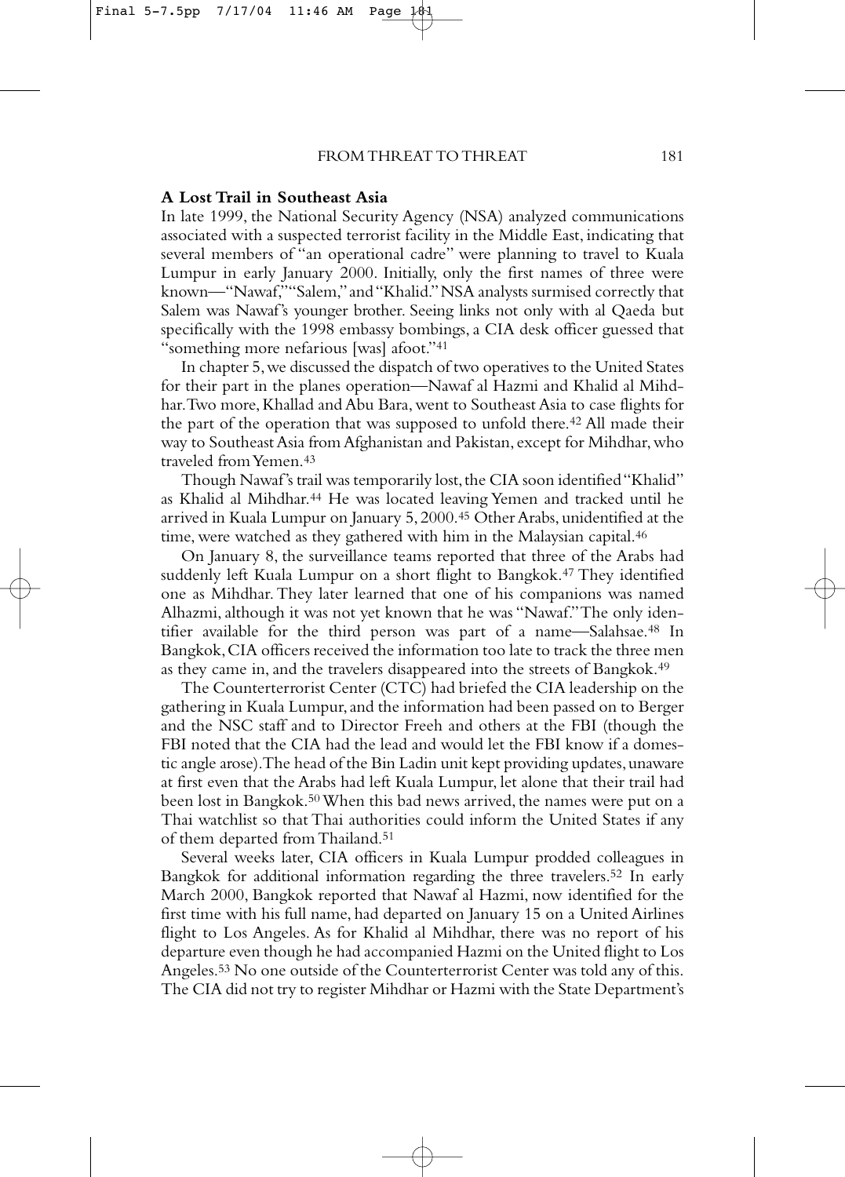### A Lost Trail in Southeast Asia

In late 1999, the National Security Agency (NSA) analyzed communications associated with a suspected terrorist facility in the Middle East, indicating that several members of "an operational cadre" were planning to travel to Kuala Lumpur in early January 2000. Initially, only the first names of three were known—"Nawaf," "Salem," and "Khalid." NSA analysts surmised correctly that Salem was Nawaf's younger brother. Seeing links not only with al Qaeda but specifically with the 1998 embassy bombings, a CIA desk officer guessed that "something more nefarious [was] afoot."[41]

In chapter 5, we discussed the dispatch of two operatives to the United States for their part in the planes operation—Nawaf al Hazmi and Khalid al Mihdhar. Two more, Khallad and Abu Bara, went to Southeast Asia to case flights for the part of the operation that was supposed to unfold there.[42] All made their way to Southeast Asia from Afghanistan and Pakistan, except for Mihdhar, who traveled from Yemen.[43]

Though Nawaf's trail was temporarily lost, the CIA soon identified "Khalid" as Khalid al Mihdhar.[44] He was located leaving Yemen and tracked until he arrived in Kuala Lumpur on January 5, 2000.[45] Other Arabs, unidentified at the time, were watched as they gathered with him in the Malaysian capital.[46]

On January 8, the surveillance teams reported that three of the Arabs had suddenly left Kuala Lumpur on a short flight to Bangkok.[47] They identified one as Mihdhar. They later learned that one of his companions was named Alhazmi, although it was not yet known that he was "Nawaf." The only identifier available for the third person was part of a name—Salahsae.[48] In Bangkok, CIA officers received the information too late to track the three men as they came in, and the travelers disappeared into the streets of Bangkok.[49]

The Counterterrorist Center (CTC) had briefed the CIA leadership on the gathering in Kuala Lumpur, and the information had been passed on to Berger and the NSC staff and to Director Freeh and others at the FBI (though the FBI noted that the CIA had the lead and would let the FBI know if a domestic angle arose). The head of the Bin Ladin unit kept providing updates, unaware at first even that the Arabs had left Kuala Lumpur, let alone that their trail had been lost in Bangkok.[50] When this bad news arrived, the names were put on a Thai watchlist so that Thai authorities could inform the United States if any of them departed from Thailand.[51]

Several weeks later, CIA officers in Kuala Lumpur prodded colleagues in Bangkok for additional information regarding the three travelers.[52] In early March 2000, Bangkok reported that Nawaf al Hazmi, now identified for the first time with his full name, had departed on January 15 on a United Airlines flight to Los Angeles. As for Khalid al Mihdhar, there was no report of his departure even though he had accompanied Hazmi on the United flight to Los Angeles.[53] No one outside of the Counterterrorist Center was told any of this. The CIA did not try to register Mihdhar or Hazmi with the State Department's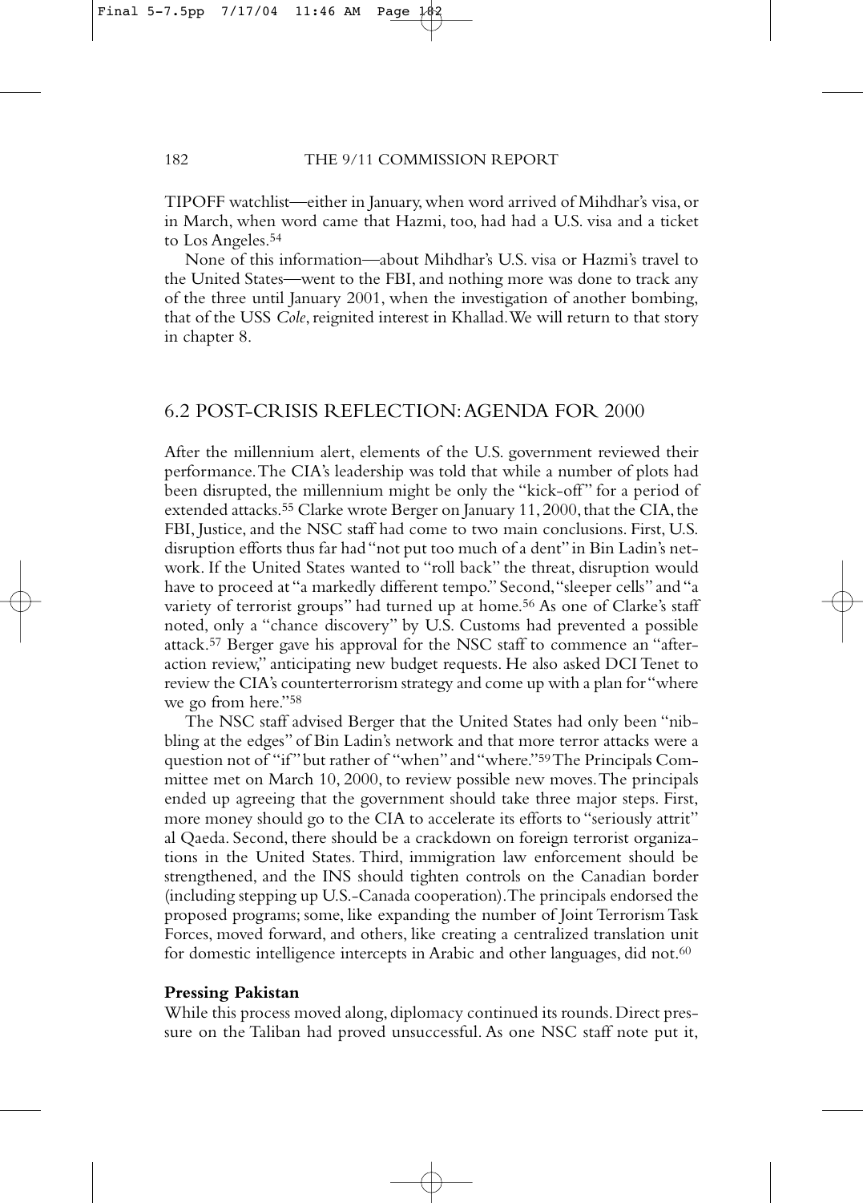TIPOFF watchlist—either in January, when word arrived of Mihdhar's visa, or in March, when word came that Hazmi, too, had had a U.S. visa and a ticket to Los Angeles.[54]

None of this information—about Mihdhar's U.S. visa or Hazmi's travel to the United States—went to the FBI, and nothing more was done to track any of the three until January 2001, when the investigation of another bombing, that of the USS *Cole*, reignited interest in Khallad. We will return to that story in chapter 8.

## 6.2 POST-CRISIS REFLECTION: AGENDA FOR 2000

After the millennium alert, elements of the U.S. government reviewed their performance. The CIA's leadership was told that while a number of plots had been disrupted, the millennium might be only the "kick-off" for a period of extended attacks.[55] Clarke wrote Berger on January 11, 2000, that the CIA, the FBI, Justice, and the NSC staff had come to two main conclusions. First, U.S. disruption efforts thus far had "not put too much of a dent" in Bin Ladin's network. If the United States wanted to "roll back" the threat, disruption would have to proceed at "a markedly different tempo." Second, "sleeper cells" and "a variety of terrorist groups" had turned up at home.[56] As one of Clarke's staff noted, only a "chance discovery" by U.S. Customs had prevented a possible attack.[57] Berger gave his approval for the NSC staff to commence an "after-action review," anticipating new budget requests. He also asked DCI Tenet to review the CIA's counterterrorism strategy and come up with a plan for "where we go from here."[58]

The NSC staff advised Berger that the United States had only been "nibbling at the edges" of Bin Ladin's network and that more terror attacks were a question not of "if" but rather of "when" and "where."[59] The Principals Committee met on March 10, 2000, to review possible new moves. The principals ended up agreeing that the government should take three major steps. First, more money should go to the CIA to accelerate its efforts to "seriously attrit" al Qaeda. Second, there should be a crackdown on foreign terrorist organizations in the United States. Third, immigration law enforcement should be strengthened, and the INS should tighten controls on the Canadian border (including stepping up U.S.-Canada cooperation). The principals endorsed the proposed programs; some, like expanding the number of Joint Terrorism Task Forces, moved forward, and others, like creating a centralized translation unit for domestic intelligence intercepts in Arabic and other languages, did not.[60]

**Pressing Pakistan**

While this process moved along, diplomacy continued its rounds. Direct pressure on the Taliban had proved unsuccessful. As one NSC staff note put it,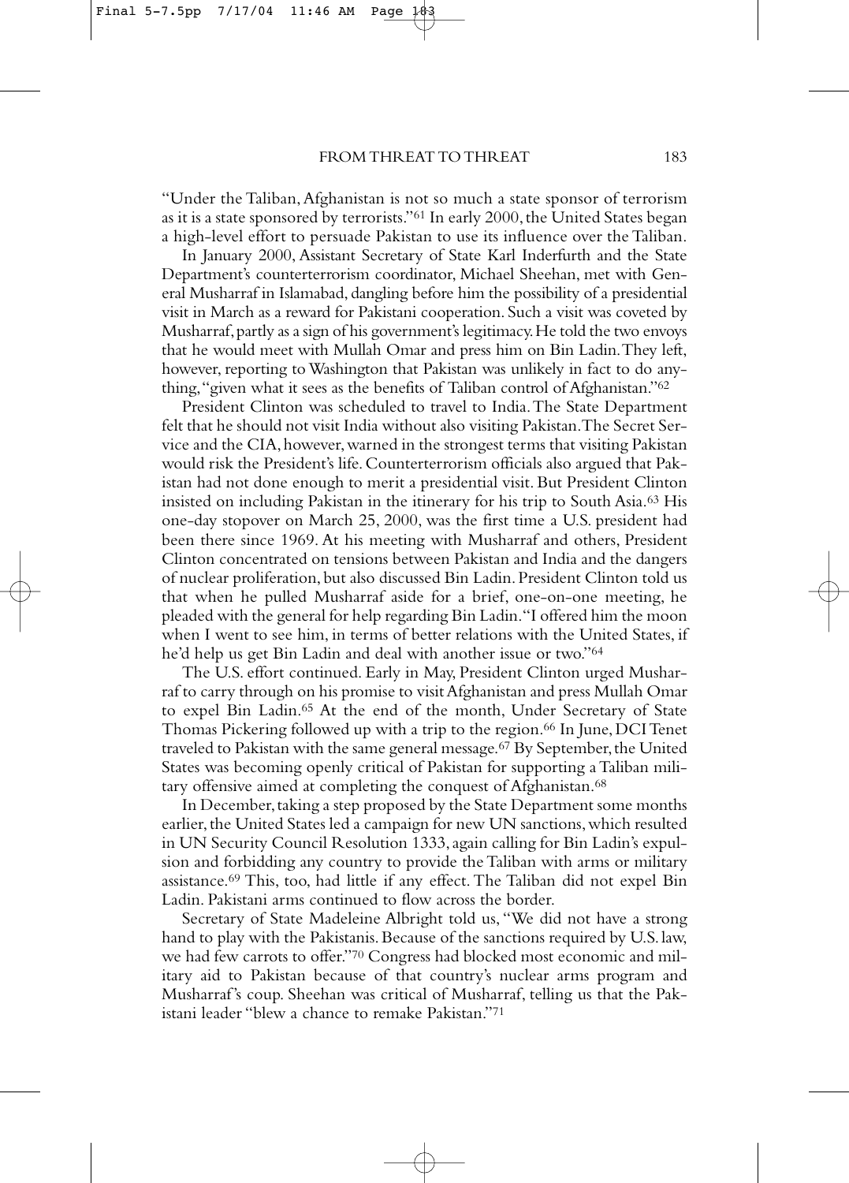"Under the Taliban, Afghanistan is not so much a state sponsor of terrorism as it is a state sponsored by terrorists."[61] In early 2000, the United States began a high-level effort to persuade Pakistan to use its influence over the Taliban.

In January 2000, Assistant Secretary of State Karl Inderfurth and the State Department's counterterrorism coordinator, Michael Sheehan, met with General Musharraf in Islamabad, dangling before him the possibility of a presidential visit in March as a reward for Pakistani cooperation. Such a visit was coveted by Musharraf, partly as a sign of his government's legitimacy. He told the two envoys that he would meet with Mullah Omar and press him on Bin Ladin. They left, however, reporting to Washington that Pakistan was unlikely in fact to do anything, "given what it sees as the benefits of Taliban control of Afghanistan."[62]

President Clinton was scheduled to travel to India. The State Department felt that he should not visit India without also visiting Pakistan. The Secret Service and the CIA, however, warned in the strongest terms that visiting Pakistan would risk the President's life. Counterterrorism officials also argued that Pakistan had not done enough to merit a presidential visit. But President Clinton insisted on including Pakistan in the itinerary for his trip to South Asia.[63] His one-day stopover on March 25, 2000, was the first time a U.S. president had been there since 1969. At his meeting with Musharraf and others, President Clinton concentrated on tensions between Pakistan and India and the dangers of nuclear proliferation, but also discussed Bin Ladin. President Clinton told us that when he pulled Musharraf aside for a brief, one-on-one meeting, he pleaded with the general for help regarding Bin Ladin. "I offered him the moon when I went to see him, in terms of better relations with the United States, if he'd help us get Bin Ladin and deal with another issue or two."[64]

The U.S. effort continued. Early in May, President Clinton urged Musharraf to carry through on his promise to visit Afghanistan and press Mullah Omar to expel Bin Ladin.[65] At the end of the month, Under Secretary of State Thomas Pickering followed up with a trip to the region.[66] In June, DCI Tenet traveled to Pakistan with the same general message.[67] By September, the United States was becoming openly critical of Pakistan for supporting a Taliban military offensive aimed at completing the conquest of Afghanistan.[68]

In December, taking a step proposed by the State Department some months earlier, the United States led a campaign for new UN sanctions, which resulted in UN Security Council Resolution 1333, again calling for Bin Ladin's expulsion and forbidding any country to provide the Taliban with arms or military assistance.[69] This, too, had little if any effect. The Taliban did not expel Bin Ladin. Pakistani arms continued to flow across the border.

Secretary of State Madeleine Albright told us, "We did not have a strong hand to play with the Pakistanis. Because of the sanctions required by U.S. law, we had few carrots to offer."[70] Congress had blocked most economic and military aid to Pakistan because of that country's nuclear arms program and Musharraf's coup. Sheehan was critical of Musharraf, telling us that the Pakistani leader "blew a chance to remake Pakistan."[71]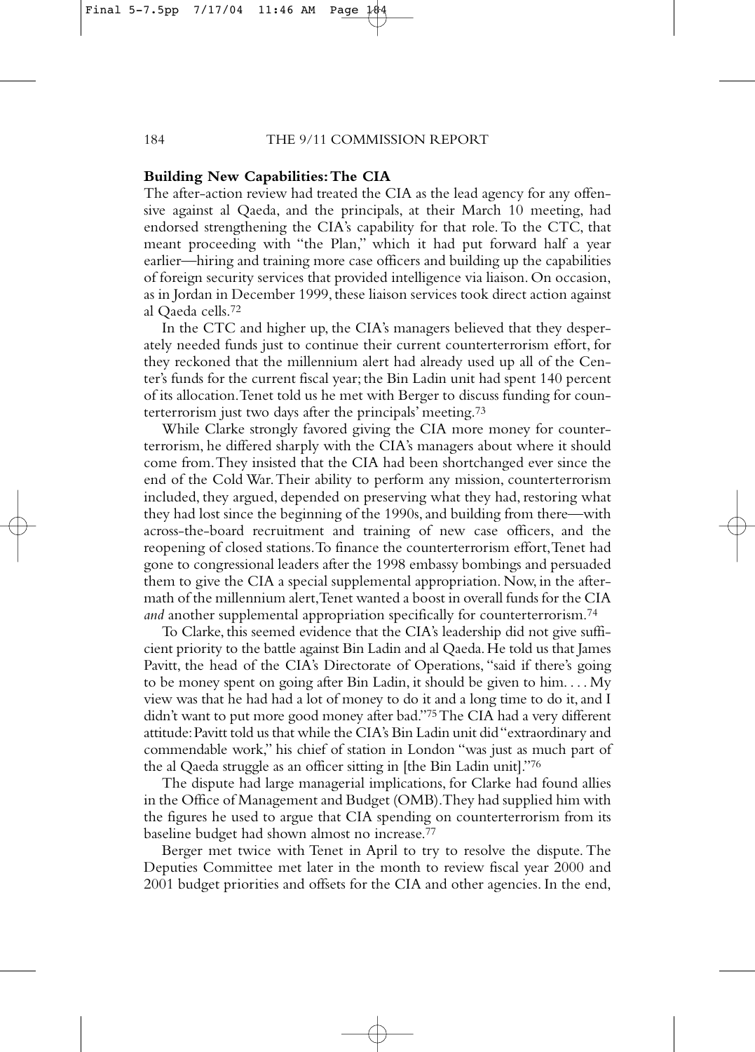### Building New Capabilities: The CIA

The after-action review had treated the CIA as the lead agency for any offensive against al Qaeda, and the principals, at their March 10 meeting, had endorsed strengthening the CIA's capability for that role. To the CTC, that meant proceeding with "the Plan," which it had put forward half a year earlier—hiring and training more case officers and building up the capabilities of foreign security services that provided intelligence via liaison. On occasion, as in Jordan in December 1999, these liaison services took direct action against al Qaeda cells.[72]

In the CTC and higher up, the CIA's managers believed that they desperately needed funds just to continue their current counterterrorism effort, for they reckoned that the millennium alert had already used up all of the Center's funds for the current fiscal year; the Bin Ladin unit had spent 140 percent of its allocation. Tenet told us he met with Berger to discuss funding for counterterrorism just two days after the principals' meeting.[73]

While Clarke strongly favored giving the CIA more money for counterterrorism, he differed sharply with the CIA's managers about where it should come from. They insisted that the CIA had been shortchanged ever since the end of the Cold War. Their ability to perform any mission, counterterrorism included, they argued, depended on preserving what they had, restoring what they had lost since the beginning of the 1990s, and building from there—with across-the-board recruitment and training of new case officers, and the reopening of closed stations. To finance the counterterrorism effort, Tenet had gone to congressional leaders after the 1998 embassy bombings and persuaded them to give the CIA a special supplemental appropriation. Now, in the aftermath of the millennium alert, Tenet wanted a boost in overall funds for the CIA *and* another supplemental appropriation specifically for counterterrorism.[74]

To Clarke, this seemed evidence that the CIA's leadership did not give sufficient priority to the battle against Bin Ladin and al Qaeda. He told us that James Pavitt, the head of the CIA's Directorate of Operations, "said if there's going to be money spent on going after Bin Ladin, it should be given to him. . . . My view was that he had had a lot of money to do it and a long time to do it, and I didn't want to put more good money after bad."[75] The CIA had a very different attitude: Pavitt told us that while the CIA's Bin Ladin unit did "extraordinary and commendable work," his chief of station in London "was just as much part of the al Qaeda struggle as an officer sitting in [the Bin Ladin unit]."[76]

The dispute had large managerial implications, for Clarke had found allies in the Office of Management and Budget (OMB). They had supplied him with the figures he used to argue that CIA spending on counterterrorism from its baseline budget had shown almost no increase.[77]

Berger met twice with Tenet in April to try to resolve the dispute. The Deputies Committee met later in the month to review fiscal year 2000 and 2001 budget priorities and offsets for the CIA and other agencies. In the end,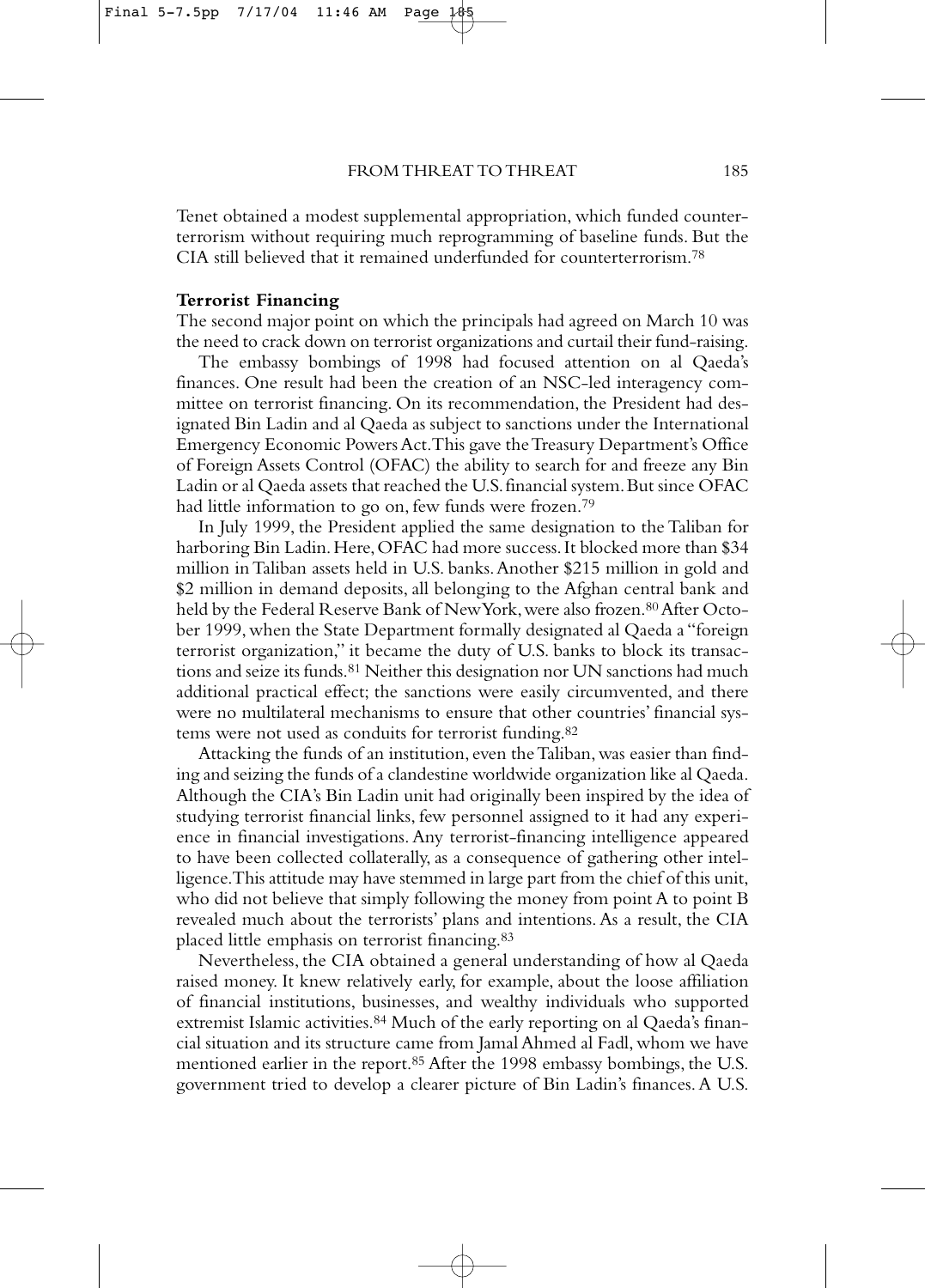Tenet obtained a modest supplemental appropriation, which funded counterterrorism without requiring much reprogramming of baseline funds. But the CIA still believed that it remained underfunded for counterterrorism.[78]

**Terrorist Financing**

The second major point on which the principals had agreed on March 10 was the need to crack down on terrorist organizations and curtail their fund-raising.

The embassy bombings of 1998 had focused attention on al Qaeda's finances. One result had been the creation of an NSC-led interagency committee on terrorist financing. On its recommendation, the President had designated Bin Ladin and al Qaeda as subject to sanctions under the International Emergency Economic Powers Act. This gave the Treasury Department's Office of Foreign Assets Control (OFAC) the ability to search for and freeze any Bin Ladin or al Qaeda assets that reached the U.S. financial system. But since OFAC had little information to go on, few funds were frozen.[79]

In July 1999, the President applied the same designation to the Taliban for harboring Bin Ladin. Here, OFAC had more success. It blocked more than $34 million in Taliban assets held in U.S. banks. Another $215 million in gold and $2 million in demand deposits, all belonging to the Afghan central bank and held by the Federal Reserve Bank of New York, were also frozen.[80] After October 1999, when the State Department formally designated al Qaeda a "foreign terrorist organization," it became the duty of U.S. banks to block its transactions and seize its funds.[81] Neither this designation nor UN sanctions had much additional practical effect; the sanctions were easily circumvented, and there were no multilateral mechanisms to ensure that other countries' financial systems were not used as conduits for terrorist funding.[82]

Attacking the funds of an institution, even the Taliban, was easier than finding and seizing the funds of a clandestine worldwide organization like al Qaeda. Although the CIA's Bin Ladin unit had originally been inspired by the idea of studying terrorist financial links, few personnel assigned to it had any experience in financial investigations. Any terrorist-financing intelligence appeared to have been collected collaterally, as a consequence of gathering other intelligence. This attitude may have stemmed in large part from the chief of this unit, who did not believe that simply following the money from point A to point B revealed much about the terrorists' plans and intentions. As a result, the CIA placed little emphasis on terrorist financing.[83]

Nevertheless, the CIA obtained a general understanding of how al Qaeda raised money. It knew relatively early, for example, about the loose affiliation of financial institutions, businesses, and wealthy individuals who supported extremist Islamic activities.[84] Much of the early reporting on al Qaeda's financial situation and its structure came from Jamal Ahmed al Fadl, whom we have mentioned earlier in the report.[85] After the 1998 embassy bombings, the U.S. government tried to develop a clearer picture of Bin Ladin's finances. A U.S.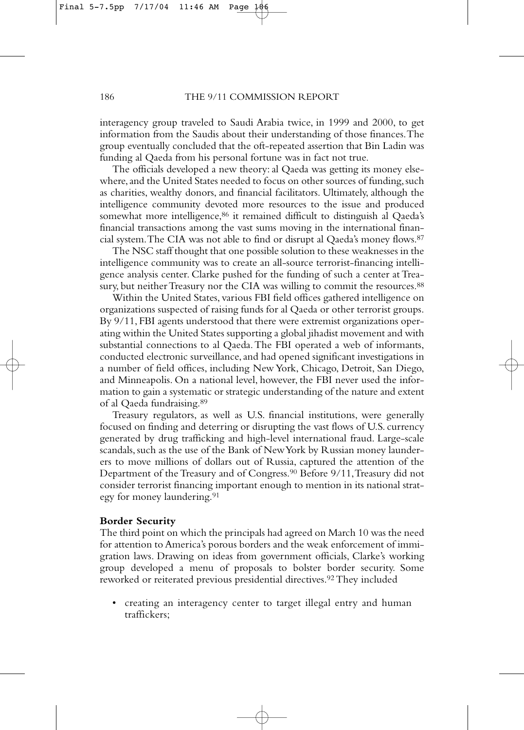interagency group traveled to Saudi Arabia twice, in 1999 and 2000, to get information from the Saudis about their understanding of those finances. The group eventually concluded that the oft-repeated assertion that Bin Ladin was funding al Qaeda from his personal fortune was in fact not true.

The officials developed a new theory: al Qaeda was getting its money elsewhere, and the United States needed to focus on other sources of funding, such as charities, wealthy donors, and financial facilitators. Ultimately, although the intelligence community devoted more resources to the issue and produced somewhat more intelligence,[86] it remained difficult to distinguish al Qaeda's financial transactions among the vast sums moving in the international financial system. The CIA was not able to find or disrupt al Qaeda's money flows.[87]

The NSC staff thought that one possible solution to these weaknesses in the intelligence community was to create an all-source terrorist-financing intelligence analysis center. Clarke pushed for the funding of such a center at Treasury, but neither Treasury nor the CIA was willing to commit the resources.[88]

Within the United States, various FBI field offices gathered intelligence on organizations suspected of raising funds for al Qaeda or other terrorist groups. By 9/11, FBI agents understood that there were extremist organizations operating within the United States supporting a global jihadist movement and with substantial connections to al Qaeda. The FBI operated a web of informants, conducted electronic surveillance, and had opened significant investigations in a number of field offices, including New York, Chicago, Detroit, San Diego, and Minneapolis. On a national level, however, the FBI never used the information to gain a systematic or strategic understanding of the nature and extent of al Qaeda fundraising.[89]

Treasury regulators, as well as U.S. financial institutions, were generally focused on finding and deterring or disrupting the vast flows of U.S. currency generated by drug trafficking and high-level international fraud. Large-scale scandals, such as the use of the Bank of New York by Russian money launderers to move millions of dollars out of Russia, captured the attention of the Department of the Treasury and of Congress.[90] Before 9/11, Treasury did not consider terrorist financing important enough to mention in its national strategy for money laundering.[91]

**Border Security**

The third point on which the principals had agreed on March 10 was the need for attention to America's porous borders and the weak enforcement of immigration laws. Drawing on ideas from government officials, Clarke's working group developed a menu of proposals to bolster border security. Some reworked or reiterated previous presidential directives.[92] They included

- creating an interagency center to target illegal entry and human traffickers;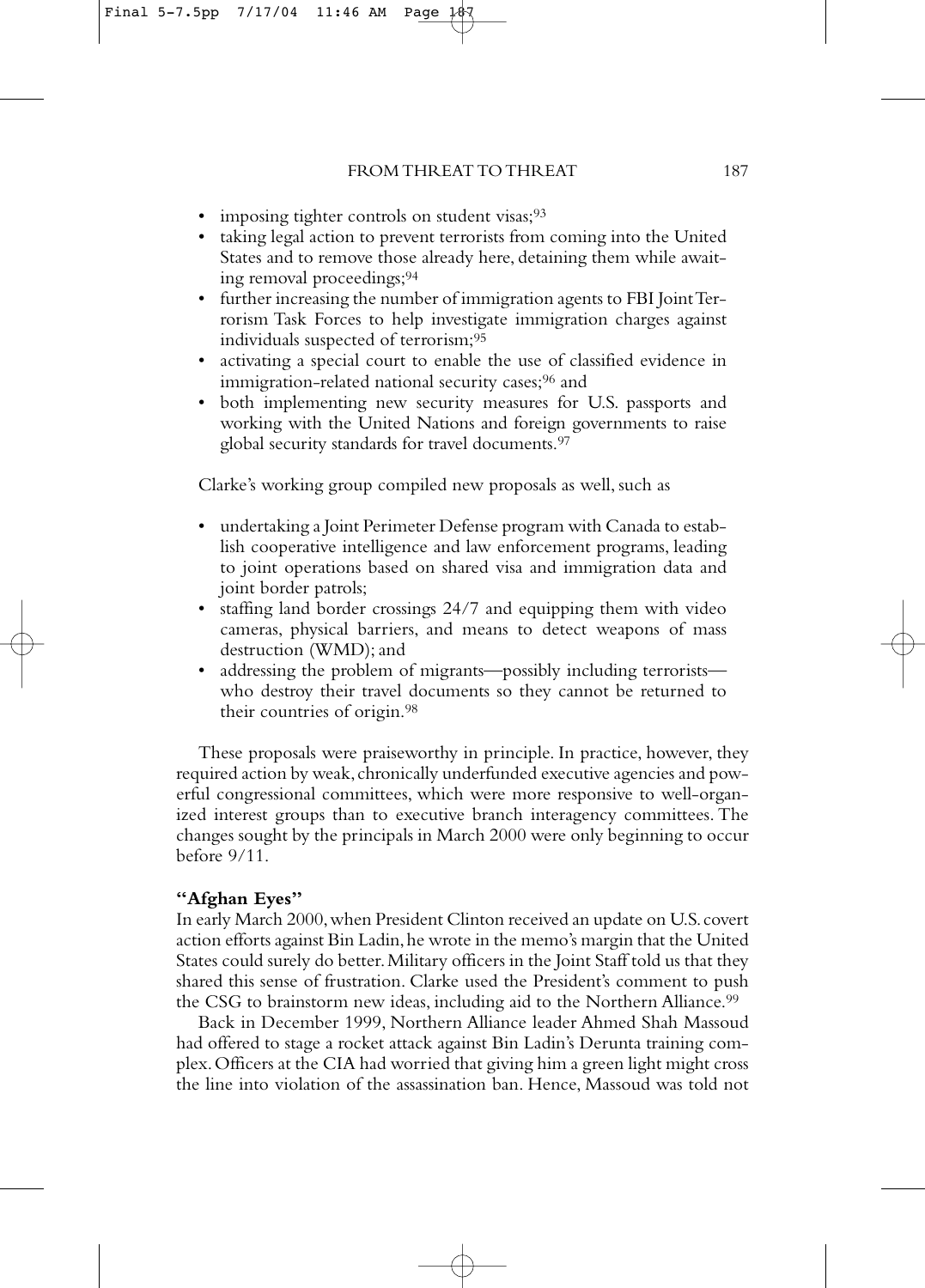- imposing tighter controls on student visas;[93]
- taking legal action to prevent terrorists from coming into the United States and to remove those already here, detaining them while awaiting removal proceedings;[94]
- further increasing the number of immigration agents to FBI Joint Terrorism Task Forces to help investigate immigration charges against individuals suspected of terrorism;[95]
- activating a special court to enable the use of classified evidence in immigration-related national security cases;[96] and
- both implementing new security measures for U.S. passports and working with the United Nations and foreign governments to raise global security standards for travel documents.[97]

Clarke's working group compiled new proposals as well, such as

- undertaking a Joint Perimeter Defense program with Canada to establish cooperative intelligence and law enforcement programs, leading to joint operations based on shared visa and immigration data and joint border patrols;
- staffing land border crossings 24/7 and equipping them with video cameras, physical barriers, and means to detect weapons of mass destruction (WMD); and
- addressing the problem of migrants—possibly including terrorists—who destroy their travel documents so they cannot be returned to their countries of origin.[98]

These proposals were praiseworthy in principle. In practice, however, they required action by weak, chronically underfunded executive agencies and powerful congressional committees, which were more responsive to well-organized interest groups than to executive branch interagency committees. The changes sought by the principals in March 2000 were only beginning to occur before 9/11.

**"Afghan Eyes"**

In early March 2000, when President Clinton received an update on U.S. covert action efforts against Bin Ladin, he wrote in the memo's margin that the United States could surely do better. Military officers in the Joint Staff told us that they shared this sense of frustration. Clarke used the President's comment to push the CSG to brainstorm new ideas, including aid to the Northern Alliance.[99]

Back in December 1999, Northern Alliance leader Ahmed Shah Massoud had offered to stage a rocket attack against Bin Ladin's Derunta training complex. Officers at the CIA had worried that giving him a green light might cross the line into violation of the assassination ban. Hence, Massoud was told not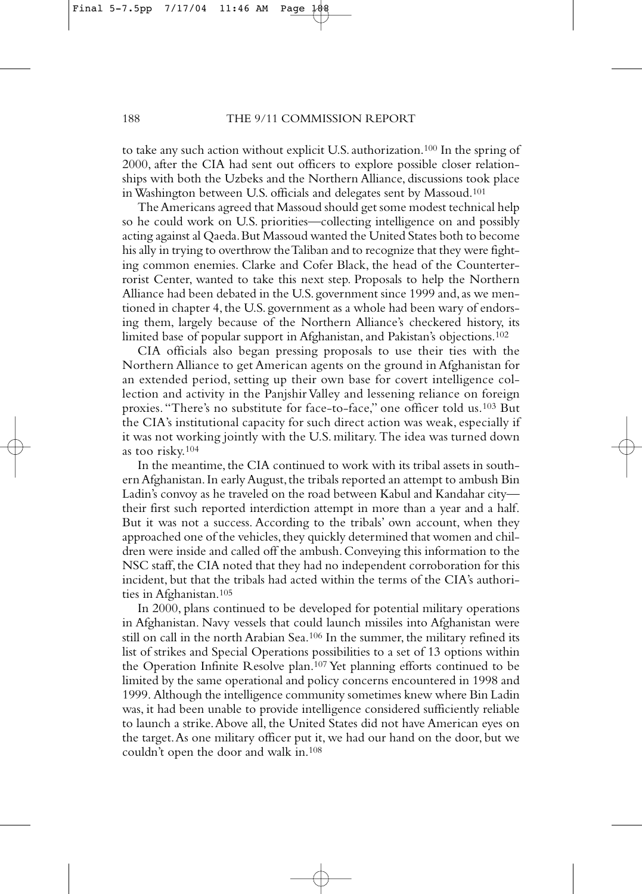to take any such action without explicit U.S. authorization.[100] In the spring of 2000, after the CIA had sent out officers to explore possible closer relationships with both the Uzbeks and the Northern Alliance, discussions took place in Washington between U.S. officials and delegates sent by Massoud.[101]

The Americans agreed that Massoud should get some modest technical help so he could work on U.S. priorities—collecting intelligence on and possibly acting against al Qaeda. But Massoud wanted the United States both to become his ally in trying to overthrow the Taliban and to recognize that they were fighting common enemies. Clarke and Cofer Black, the head of the Counterterrorist Center, wanted to take this next step. Proposals to help the Northern Alliance had been debated in the U.S. government since 1999 and, as we mentioned in chapter 4, the U.S. government as a whole had been wary of endorsing them, largely because of the Northern Alliance's checkered history, its limited base of popular support in Afghanistan, and Pakistan's objections.[102]

CIA officials also began pressing proposals to use their ties with the Northern Alliance to get American agents on the ground in Afghanistan for an extended period, setting up their own base for covert intelligence collection and activity in the Panjshir Valley and lessening reliance on foreign proxies. "There's no substitute for face-to-face," one officer told us.[103] But the CIA's institutional capacity for such direct action was weak, especially if it was not working jointly with the U.S. military. The idea was turned down as too risky.[104]

In the meantime, the CIA continued to work with its tribal assets in southern Afghanistan. In early August, the tribals reported an attempt to ambush Bin Ladin's convoy as he traveled on the road between Kabul and Kandahar city—their first such reported interdiction attempt in more than a year and a half. But it was not a success. According to the tribals' own account, when they approached one of the vehicles, they quickly determined that women and children were inside and called off the ambush. Conveying this information to the NSC staff, the CIA noted that they had no independent corroboration for this incident, but that the tribals had acted within the terms of the CIA's authorities in Afghanistan.[105]

In 2000, plans continued to be developed for potential military operations in Afghanistan. Navy vessels that could launch missiles into Afghanistan were still on call in the north Arabian Sea.[106] In the summer, the military refined its list of strikes and Special Operations possibilities to a set of 13 options within the Operation Infinite Resolve plan.[107] Yet planning efforts continued to be limited by the same operational and policy concerns encountered in 1998 and 1999. Although the intelligence community sometimes knew where Bin Ladin was, it had been unable to provide intelligence considered sufficiently reliable to launch a strike. Above all, the United States did not have American eyes on the target. As one military officer put it, we had our hand on the door, but we couldn't open the door and walk in.[108]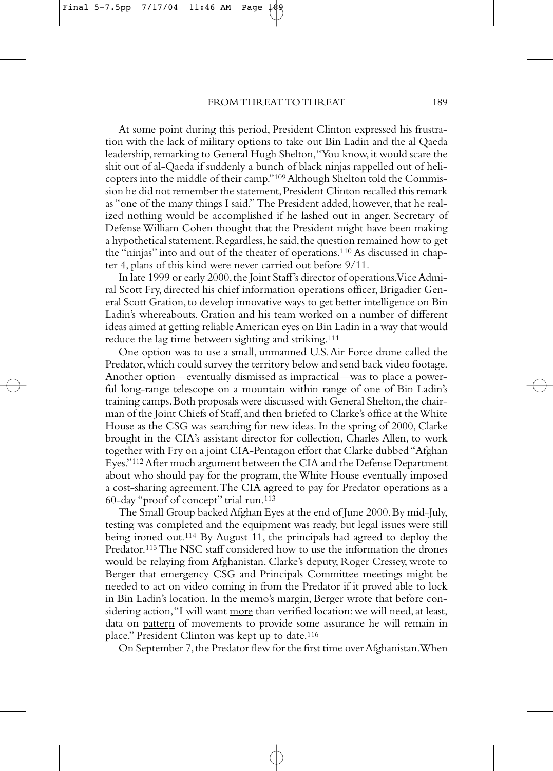At some point during this period, President Clinton expressed his frustration with the lack of military options to take out Bin Ladin and the al Qaeda leadership, remarking to General Hugh Shelton, "You know, it would scare the shit out of al-Qaeda if suddenly a bunch of black ninjas rappelled out of helicopters into the middle of their camp."[109] Although Shelton told the Commission he did not remember the statement, President Clinton recalled this remark as "one of the many things I said." The President added, however, that he realized nothing would be accomplished if he lashed out in anger. Secretary of Defense William Cohen thought that the President might have been making a hypothetical statement. Regardless, he said, the question remained how to get the "ninjas" into and out of the theater of operations.[110] As discussed in chapter 4, plans of this kind were never carried out before 9/11.

In late 1999 or early 2000, the Joint Staff's director of operations, Vice Admiral Scott Fry, directed his chief information operations officer, Brigadier General Scott Gration, to develop innovative ways to get better intelligence on Bin Ladin's whereabouts. Gration and his team worked on a number of different ideas aimed at getting reliable American eyes on Bin Ladin in a way that would reduce the lag time between sighting and striking.[111]

One option was to use a small, unmanned U.S. Air Force drone called the Predator, which could survey the territory below and send back video footage. Another option—eventually dismissed as impractical—was to place a powerful long-range telescope on a mountain within range of one of Bin Ladin's training camps. Both proposals were discussed with General Shelton, the chairman of the Joint Chiefs of Staff, and then briefed to Clarke's office at the White House as the CSG was searching for new ideas. In the spring of 2000, Clarke brought in the CIA's assistant director for collection, Charles Allen, to work together with Fry on a joint CIA-Pentagon effort that Clarke dubbed "Afghan Eyes."[112] After much argument between the CIA and the Defense Department about who should pay for the program, the White House eventually imposed a cost-sharing agreement. The CIA agreed to pay for Predator operations as a 60-day "proof of concept" trial run.[113]

The Small Group backed Afghan Eyes at the end of June 2000. By mid-July, testing was completed and the equipment was ready, but legal issues were still being ironed out.[114] By August 11, the principals had agreed to deploy the Predator.[115] The NSC staff considered how to use the information the drones would be relaying from Afghanistan. Clarke's deputy, Roger Cressey, wrote to Berger that emergency CSG and Principals Committee meetings might be needed to act on video coming in from the Predator if it proved able to lock in Bin Ladin's location. In the memo's margin, Berger wrote that before considering action, "I will want <u>more</u> than verified location: we will need, at least, data on <u>pattern</u> of movements to provide some assurance he will remain in place." President Clinton was kept up to date.[116]

On September 7, the Predator flew for the first time over Afghanistan. When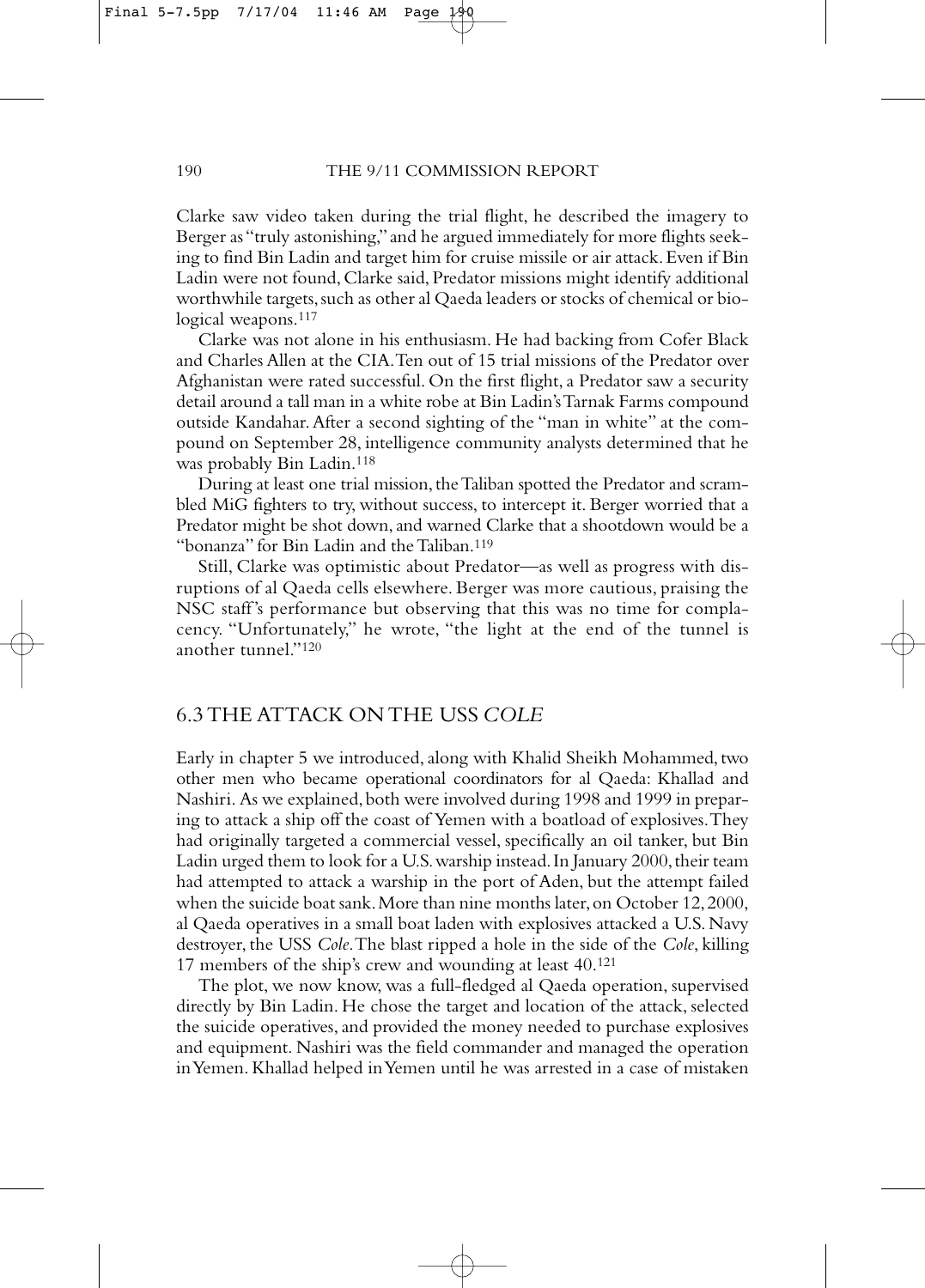Clarke saw video taken during the trial flight, he described the imagery to Berger as "truly astonishing," and he argued immediately for more flights seeking to find Bin Ladin and target him for cruise missile or air attack. Even if Bin Ladin were not found, Clarke said, Predator missions might identify additional worthwhile targets, such as other al Qaeda leaders or stocks of chemical or biological weapons.[117]

Clarke was not alone in his enthusiasm. He had backing from Cofer Black and Charles Allen at the CIA. Ten out of 15 trial missions of the Predator over Afghanistan were rated successful. On the first flight, a Predator saw a security detail around a tall man in a white robe at Bin Ladin's Tarnak Farms compound outside Kandahar. After a second sighting of the "man in white" at the compound on September 28, intelligence community analysts determined that he was probably Bin Ladin.[118]

During at least one trial mission, the Taliban spotted the Predator and scrambled MiG fighters to try, without success, to intercept it. Berger worried that a Predator might be shot down, and warned Clarke that a shootdown would be a "bonanza" for Bin Ladin and the Taliban.[119]

Still, Clarke was optimistic about Predator—as well as progress with disruptions of al Qaeda cells elsewhere. Berger was more cautious, praising the NSC staff's performance but observing that this was no time for complacency. "Unfortunately," he wrote, "the light at the end of the tunnel is another tunnel."[120]

## 6.3 THE ATTACK ON THE USS *COLE*

Early in chapter 5 we introduced, along with Khalid Sheikh Mohammed, two other men who became operational coordinators for al Qaeda: Khallad and Nashiri. As we explained, both were involved during 1998 and 1999 in preparing to attack a ship off the coast of Yemen with a boatload of explosives. They had originally targeted a commercial vessel, specifically an oil tanker, but Bin Ladin urged them to look for a U.S. warship instead. In January 2000, their team had attempted to attack a warship in the port of Aden, but the attempt failed when the suicide boat sank. More than nine months later, on October 12, 2000, al Qaeda operatives in a small boat laden with explosives attacked a U.S. Navy destroyer, the USS *Cole*. The blast ripped a hole in the side of the *Cole*, killing 17 members of the ship's crew and wounding at least 40.[121]

The plot, we now know, was a full-fledged al Qaeda operation, supervised directly by Bin Ladin. He chose the target and location of the attack, selected the suicide operatives, and provided the money needed to purchase explosives and equipment. Nashiri was the field commander and managed the operation in Yemen. Khallad helped in Yemen until he was arrested in a case of mistaken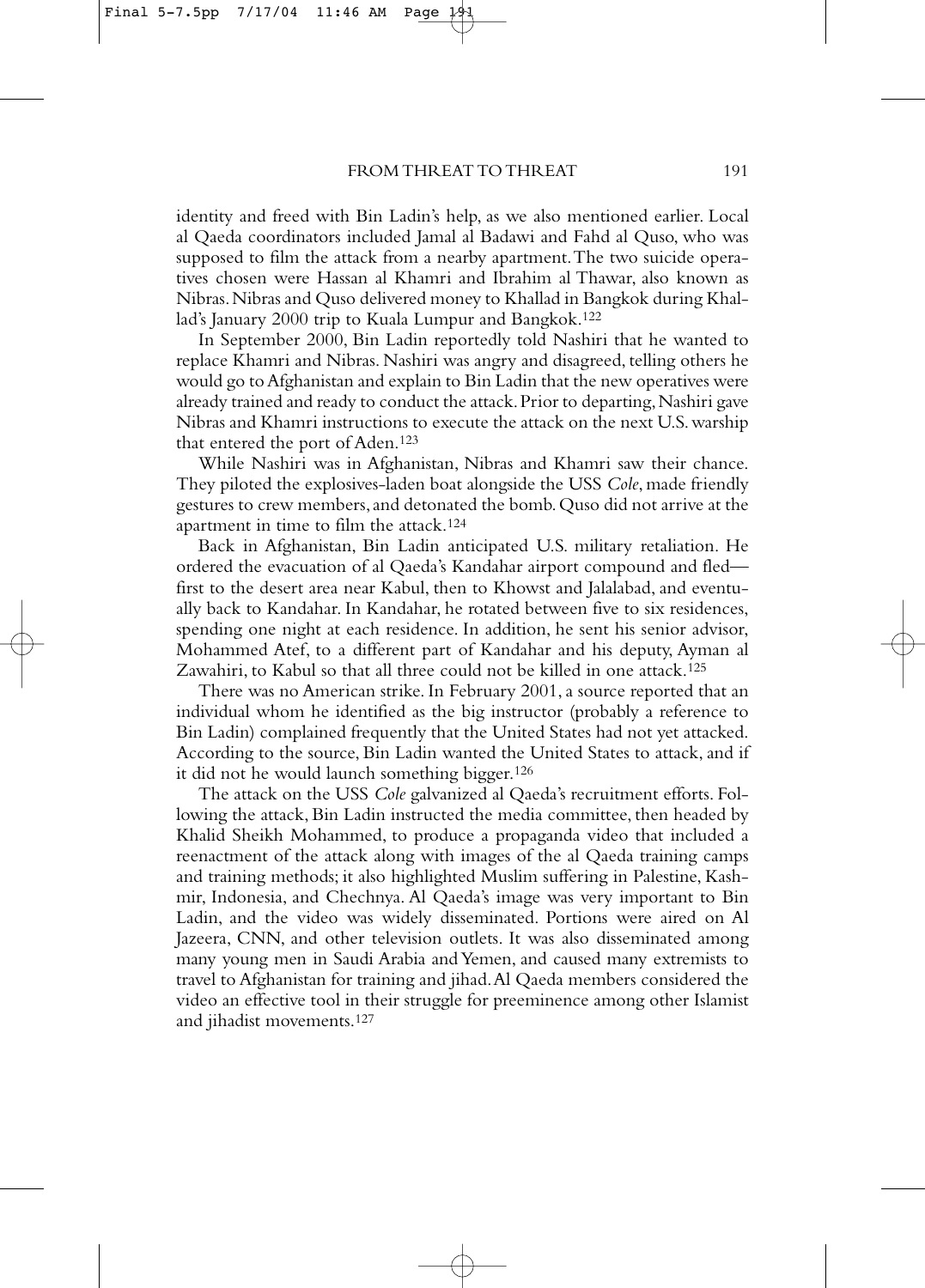identity and freed with Bin Ladin's help, as we also mentioned earlier. Local al Qaeda coordinators included Jamal al Badawi and Fahd al Quso, who was supposed to film the attack from a nearby apartment. The two suicide operatives chosen were Hassan al Khamri and Ibrahim al Thawar, also known as Nibras. Nibras and Quso delivered money to Khallad in Bangkok during Khallad's January 2000 trip to Kuala Lumpur and Bangkok.[122]

In September 2000, Bin Ladin reportedly told Nashiri that he wanted to replace Khamri and Nibras. Nashiri was angry and disagreed, telling others he would go to Afghanistan and explain to Bin Ladin that the new operatives were already trained and ready to conduct the attack. Prior to departing, Nashiri gave Nibras and Khamri instructions to execute the attack on the next U.S. warship that entered the port of Aden.[123]

While Nashiri was in Afghanistan, Nibras and Khamri saw their chance. They piloted the explosives-laden boat alongside the USS *Cole*, made friendly gestures to crew members, and detonated the bomb. Quso did not arrive at the apartment in time to film the attack.[124]

Back in Afghanistan, Bin Ladin anticipated U.S. military retaliation. He ordered the evacuation of al Qaeda's Kandahar airport compound and fled—first to the desert area near Kabul, then to Khowst and Jalalabad, and eventually back to Kandahar. In Kandahar, he rotated between five to six residences, spending one night at each residence. In addition, he sent his senior advisor, Mohammed Atef, to a different part of Kandahar and his deputy, Ayman al Zawahiri, to Kabul so that all three could not be killed in one attack.[125]

There was no American strike. In February 2001, a source reported that an individual whom he identified as the big instructor (probably a reference to Bin Ladin) complained frequently that the United States had not yet attacked. According to the source, Bin Ladin wanted the United States to attack, and if it did not he would launch something bigger.[126]

The attack on the USS *Cole* galvanized al Qaeda's recruitment efforts. Following the attack, Bin Ladin instructed the media committee, then headed by Khalid Sheikh Mohammed, to produce a propaganda video that included a reenactment of the attack along with images of the al Qaeda training camps and training methods; it also highlighted Muslim suffering in Palestine, Kashmir, Indonesia, and Chechnya. Al Qaeda's image was very important to Bin Ladin, and the video was widely disseminated. Portions were aired on Al Jazeera, CNN, and other television outlets. It was also disseminated among many young men in Saudi Arabia and Yemen, and caused many extremists to travel to Afghanistan for training and jihad. Al Qaeda members considered the video an effective tool in their struggle for preeminence among other Islamist and jihadist movements.[127]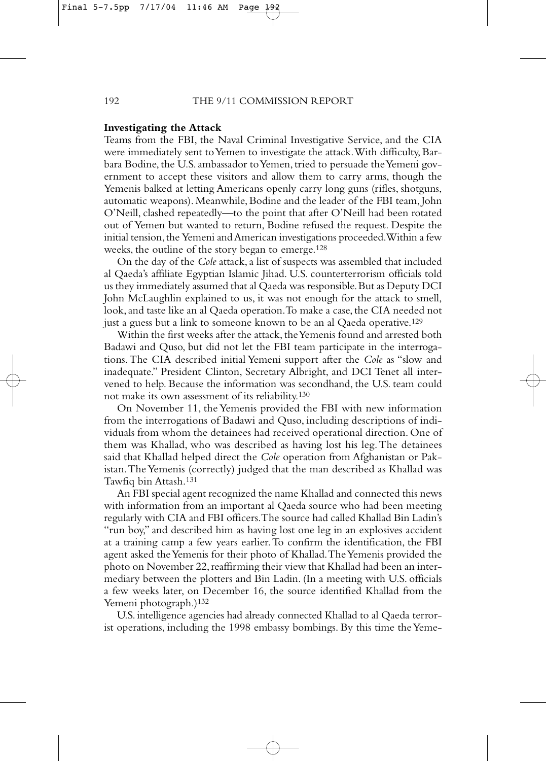### Investigating the Attack

Teams from the FBI, the Naval Criminal Investigative Service, and the CIA were immediately sent to Yemen to investigate the attack. With difficulty, Barbara Bodine, the U.S. ambassador to Yemen, tried to persuade the Yemeni government to accept these visitors and allow them to carry arms, though the Yemenis balked at letting Americans openly carry long guns (rifles, shotguns, automatic weapons). Meanwhile, Bodine and the leader of the FBI team, John O'Neill, clashed repeatedly—to the point that after O'Neill had been rotated out of Yemen but wanted to return, Bodine refused the request. Despite the initial tension, the Yemeni and American investigations proceeded. Within a few weeks, the outline of the story began to emerge.[128]

On the day of the *Cole* attack, a list of suspects was assembled that included al Qaeda's affiliate Egyptian Islamic Jihad. U.S. counterterrorism officials told us they immediately assumed that al Qaeda was responsible. But as Deputy DCI John McLaughlin explained to us, it was not enough for the attack to smell, look, and taste like an al Qaeda operation. To make a case, the CIA needed not just a guess but a link to someone known to be an al Qaeda operative.[129]

Within the first weeks after the attack, the Yemenis found and arrested both Badawi and Quso, but did not let the FBI team participate in the interrogations. The CIA described initial Yemeni support after the *Cole* as "slow and inadequate." President Clinton, Secretary Albright, and DCI Tenet all intervened to help. Because the information was secondhand, the U.S. team could not make its own assessment of its reliability.[130]

On November 11, the Yemenis provided the FBI with new information from the interrogations of Badawi and Quso, including descriptions of individuals from whom the detainees had received operational direction. One of them was Khallad, who was described as having lost his leg. The detainees said that Khallad helped direct the *Cole* operation from Afghanistan or Pakistan. The Yemenis (correctly) judged that the man described as Khallad was Tawfiq bin Attash.[131]

An FBI special agent recognized the name Khallad and connected this news with information from an important al Qaeda source who had been meeting regularly with CIA and FBI officers. The source had called Khallad Bin Ladin's "run boy," and described him as having lost one leg in an explosives accident at a training camp a few years earlier. To confirm the identification, the FBI agent asked the Yemenis for their photo of Khallad. The Yemenis provided the photo on November 22, reaffirming their view that Khallad had been an intermediary between the plotters and Bin Ladin. (In a meeting with U.S. officials a few weeks later, on December 16, the source identified Khallad from the Yemeni photograph.)[132]

U.S. intelligence agencies had already connected Khallad to al Qaeda terrorist operations, including the 1998 embassy bombings. By this time the Yeme-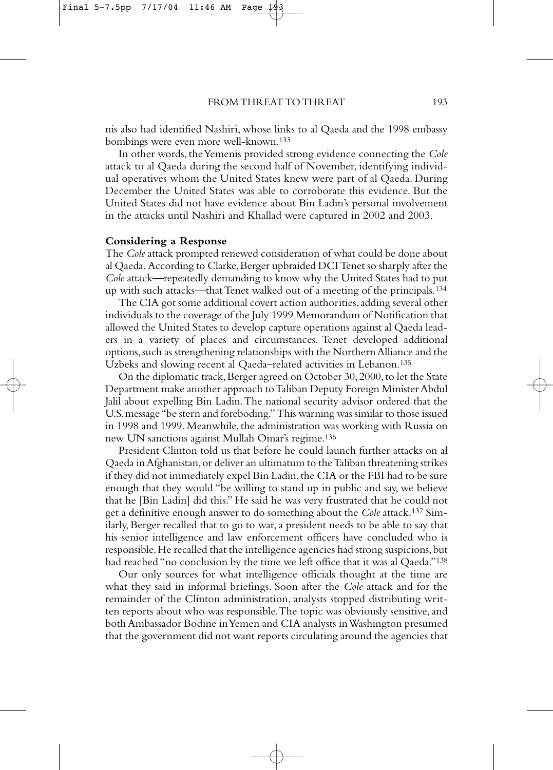nis also had identified Nashiri, whose links to al Qaeda and the 1998 embassy bombings were even more well-known.[133]

In other words, the Yemenis provided strong evidence connecting the *Cole* attack to al Qaeda during the second half of November, identifying individual operatives whom the United States knew were part of al Qaeda. During December the United States was able to corroborate this evidence. But the United States did not have evidence about Bin Ladin's personal involvement in the attacks until Nashiri and Khallad were captured in 2002 and 2003.

**Considering a Response**

The *Cole* attack prompted renewed consideration of what could be done about al Qaeda. According to Clarke, Berger upbraided DCI Tenet so sharply after the *Cole* attack—repeatedly demanding to know why the United States had to put up with such attacks—that Tenet walked out of a meeting of the principals.[134]

The CIA got some additional covert action authorities, adding several other individuals to the coverage of the July 1999 Memorandum of Notification that allowed the United States to develop capture operations against al Qaeda leaders in a variety of places and circumstances. Tenet developed additional options, such as strengthening relationships with the Northern Alliance and the Uzbeks and slowing recent al Qaeda–related activities in Lebanon.[135]

On the diplomatic track, Berger agreed on October 30, 2000, to let the State Department make another approach to Taliban Deputy Foreign Minister Abdul Jalil about expelling Bin Ladin. The national security advisor ordered that the U.S. message "be stern and foreboding." This warning was similar to those issued in 1998 and 1999. Meanwhile, the administration was working with Russia on new UN sanctions against Mullah Omar's regime.[136]

President Clinton told us that before he could launch further attacks on al Qaeda in Afghanistan, or deliver an ultimatum to the Taliban threatening strikes if they did not immediately expel Bin Ladin, the CIA or the FBI had to be sure enough that they would "be willing to stand up in public and say, we believe that he [Bin Ladin] did this." He said he was very frustrated that he could not get a definitive enough answer to do something about the *Cole* attack.[137] Similarly, Berger recalled that to go to war, a president needs to be able to say that his senior intelligence and law enforcement officers have concluded who is responsible. He recalled that the intelligence agencies had strong suspicions, but had reached "no conclusion by the time we left office that it was al Qaeda."[138]

Our only sources for what intelligence officials thought at the time are what they said in informal briefings. Soon after the *Cole* attack and for the remainder of the Clinton administration, analysts stopped distributing written reports about who was responsible. The topic was obviously sensitive, and both Ambassador Bodine in Yemen and CIA analysts in Washington presumed that the government did not want reports circulating around the agencies that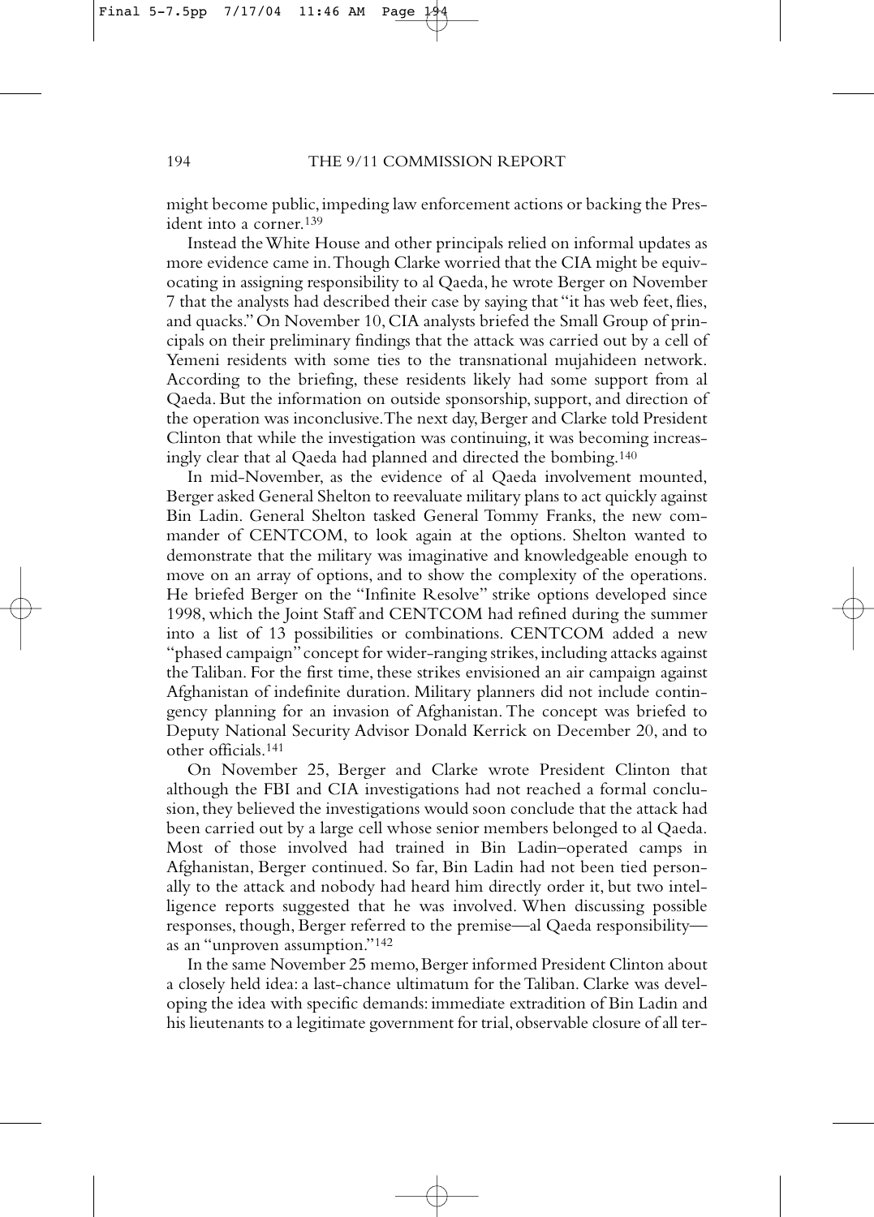might become public, impeding law enforcement actions or backing the President into a corner.[139]

Instead the White House and other principals relied on informal updates as more evidence came in. Though Clarke worried that the CIA might be equivocating in assigning responsibility to al Qaeda, he wrote Berger on November 7 that the analysts had described their case by saying that "it has web feet, flies, and quacks." On November 10, CIA analysts briefed the Small Group of principals on their preliminary findings that the attack was carried out by a cell of Yemeni residents with some ties to the transnational mujahideen network. According to the briefing, these residents likely had some support from al Qaeda. But the information on outside sponsorship, support, and direction of the operation was inconclusive. The next day, Berger and Clarke told President Clinton that while the investigation was continuing, it was becoming increasingly clear that al Qaeda had planned and directed the bombing.[140]

In mid-November, as the evidence of al Qaeda involvement mounted, Berger asked General Shelton to reevaluate military plans to act quickly against Bin Ladin. General Shelton tasked General Tommy Franks, the new commander of CENTCOM, to look again at the options. Shelton wanted to demonstrate that the military was imaginative and knowledgeable enough to move on an array of options, and to show the complexity of the operations. He briefed Berger on the "Infinite Resolve" strike options developed since 1998, which the Joint Staff and CENTCOM had refined during the summer into a list of 13 possibilities or combinations. CENTCOM added a new "phased campaign" concept for wider-ranging strikes, including attacks against the Taliban. For the first time, these strikes envisioned an air campaign against Afghanistan of indefinite duration. Military planners did not include contingency planning for an invasion of Afghanistan. The concept was briefed to Deputy National Security Advisor Donald Kerrick on December 20, and to other officials.[141]

On November 25, Berger and Clarke wrote President Clinton that although the FBI and CIA investigations had not reached a formal conclusion, they believed the investigations would soon conclude that the attack had been carried out by a large cell whose senior members belonged to al Qaeda. Most of those involved had trained in Bin Ladin–operated camps in Afghanistan, Berger continued. So far, Bin Ladin had not been tied personally to the attack and nobody had heard him directly order it, but two intelligence reports suggested that he was involved. When discussing possible responses, though, Berger referred to the premise—al Qaeda responsibility—as an "unproven assumption."[142]

In the same November 25 memo, Berger informed President Clinton about a closely held idea: a last-chance ultimatum for the Taliban. Clarke was developing the idea with specific demands: immediate extradition of Bin Ladin and his lieutenants to a legitimate government for trial, observable closure of all ter-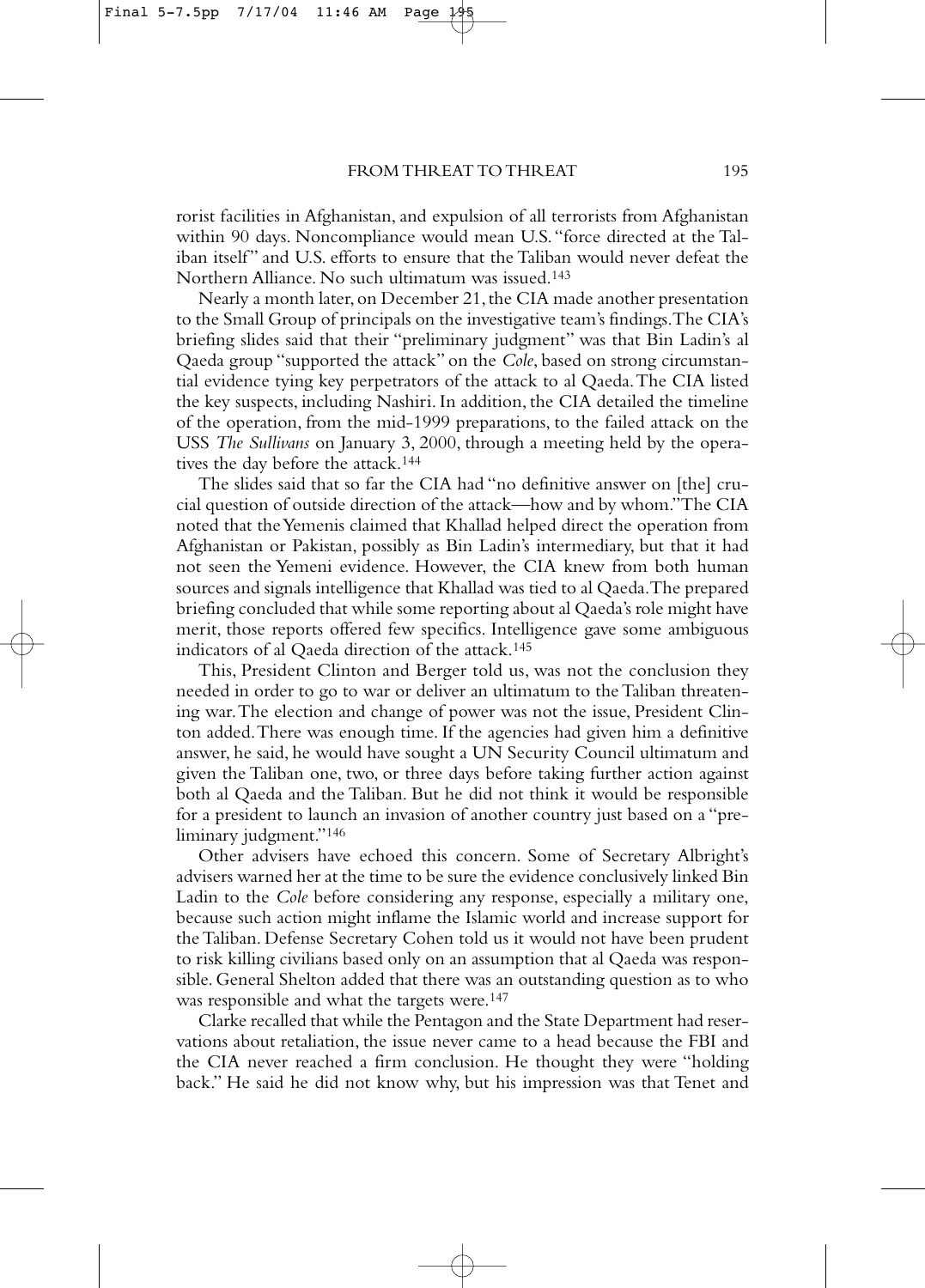rorist facilities in Afghanistan, and expulsion of all terrorists from Afghanistan within 90 days. Noncompliance would mean U.S. "force directed at the Taliban itself" and U.S. efforts to ensure that the Taliban would never defeat the Northern Alliance. No such ultimatum was issued.[143]

Nearly a month later, on December 21, the CIA made another presentation to the Small Group of principals on the investigative team's findings. The CIA's briefing slides said that their "preliminary judgment" was that Bin Ladin's al Qaeda group "supported the attack" on the *Cole*, based on strong circumstantial evidence tying key perpetrators of the attack to al Qaeda. The CIA listed the key suspects, including Nashiri. In addition, the CIA detailed the timeline of the operation, from the mid-1999 preparations, to the failed attack on the USS *The Sullivans* on January 3, 2000, through a meeting held by the operatives the day before the attack.[144]

The slides said that so far the CIA had "no definitive answer on [the] crucial question of outside direction of the attack—how and by whom." The CIA noted that the Yemenis claimed that Khallad helped direct the operation from Afghanistan or Pakistan, possibly as Bin Ladin's intermediary, but that it had not seen the Yemeni evidence. However, the CIA knew from both human sources and signals intelligence that Khallad was tied to al Qaeda. The prepared briefing concluded that while some reporting about al Qaeda's role might have merit, those reports offered few specifics. Intelligence gave some ambiguous indicators of al Qaeda direction of the attack.[145]

This, President Clinton and Berger told us, was not the conclusion they needed in order to go to war or deliver an ultimatum to the Taliban threatening war. The election and change of power was not the issue, President Clinton added. There was enough time. If the agencies had given him a definitive answer, he said, he would have sought a UN Security Council ultimatum and given the Taliban one, two, or three days before taking further action against both al Qaeda and the Taliban. But he did not think it would be responsible for a president to launch an invasion of another country just based on a "preliminary judgment."[146]

Other advisers have echoed this concern. Some of Secretary Albright's advisers warned her at the time to be sure the evidence conclusively linked Bin Ladin to the *Cole* before considering any response, especially a military one, because such action might inflame the Islamic world and increase support for the Taliban. Defense Secretary Cohen told us it would not have been prudent to risk killing civilians based only on an assumption that al Qaeda was responsible. General Shelton added that there was an outstanding question as to who was responsible and what the targets were.[147]

Clarke recalled that while the Pentagon and the State Department had reservations about retaliation, the issue never came to a head because the FBI and the CIA never reached a firm conclusion. He thought they were "holding back." He said he did not know why, but his impression was that Tenet and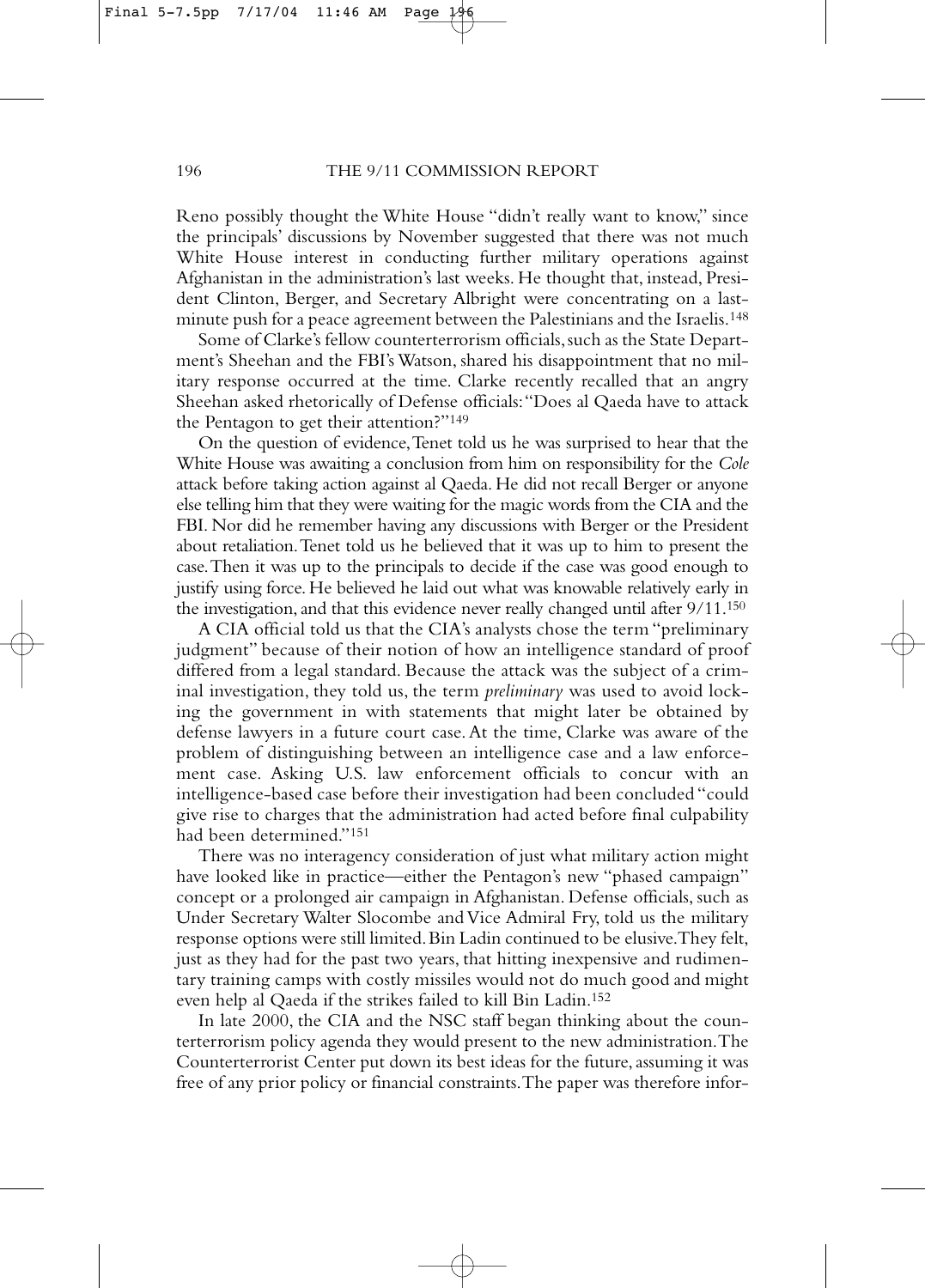Reno possibly thought the White House "didn't really want to know," since the principals' discussions by November suggested that there was not much White House interest in conducting further military operations against Afghanistan in the administration's last weeks. He thought that, instead, President Clinton, Berger, and Secretary Albright were concentrating on a last-minute push for a peace agreement between the Palestinians and the Israelis.[148]

Some of Clarke's fellow counterterrorism officials, such as the State Department's Sheehan and the FBI's Watson, shared his disappointment that no military response occurred at the time. Clarke recently recalled that an angry Sheehan asked rhetorically of Defense officials: "Does al Qaeda have to attack the Pentagon to get their attention?"[149]

On the question of evidence, Tenet told us he was surprised to hear that the White House was awaiting a conclusion from him on responsibility for the *Cole* attack before taking action against al Qaeda. He did not recall Berger or anyone else telling him that they were waiting for the magic words from the CIA and the FBI. Nor did he remember having any discussions with Berger or the President about retaliation. Tenet told us he believed that it was up to him to present the case. Then it was up to the principals to decide if the case was good enough to justify using force. He believed he laid out what was knowable relatively early in the investigation, and that this evidence never really changed until after 9/11.[150]

A CIA official told us that the CIA's analysts chose the term "preliminary judgment" because of their notion of how an intelligence standard of proof differed from a legal standard. Because the attack was the subject of a criminal investigation, they told us, the term *preliminary* was used to avoid locking the government in with statements that might later be obtained by defense lawyers in a future court case. At the time, Clarke was aware of the problem of distinguishing between an intelligence case and a law enforcement case. Asking U.S. law enforcement officials to concur with an intelligence-based case before their investigation had been concluded "could give rise to charges that the administration had acted before final culpability had been determined."[151]

There was no interagency consideration of just what military action might have looked like in practice—either the Pentagon's new "phased campaign" concept or a prolonged air campaign in Afghanistan. Defense officials, such as Under Secretary Walter Slocombe and Vice Admiral Fry, told us the military response options were still limited. Bin Ladin continued to be elusive. They felt, just as they had for the past two years, that hitting inexpensive and rudimentary training camps with costly missiles would not do much good and might even help al Qaeda if the strikes failed to kill Bin Ladin.[152]

In late 2000, the CIA and the NSC staff began thinking about the counterterrorism policy agenda they would present to the new administration. The Counterterrorist Center put down its best ideas for the future, assuming it was free of any prior policy or financial constraints. The paper was therefore infor-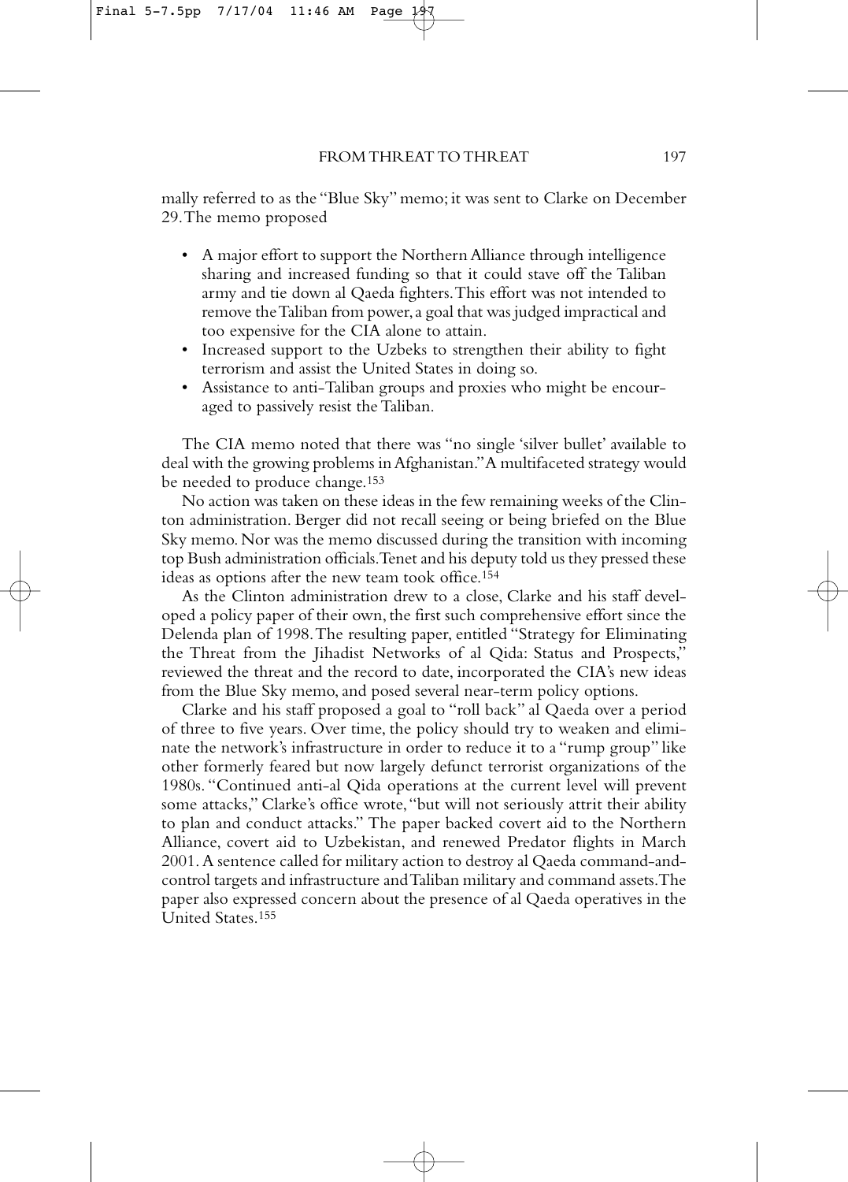mally referred to as the "Blue Sky" memo; it was sent to Clarke on December 29. The memo proposed

- A major effort to support the Northern Alliance through intelligence sharing and increased funding so that it could stave off the Taliban army and tie down al Qaeda fighters. This effort was not intended to remove the Taliban from power, a goal that was judged impractical and too expensive for the CIA alone to attain.
- Increased support to the Uzbeks to strengthen their ability to fight terrorism and assist the United States in doing so.
- Assistance to anti-Taliban groups and proxies who might be encouraged to passively resist the Taliban.

The CIA memo noted that there was "no single 'silver bullet' available to deal with the growing problems in Afghanistan." A multifaceted strategy would be needed to produce change.[153]

No action was taken on these ideas in the few remaining weeks of the Clinton administration. Berger did not recall seeing or being briefed on the Blue Sky memo. Nor was the memo discussed during the transition with incoming top Bush administration officials. Tenet and his deputy told us they pressed these ideas as options after the new team took office.[154]

As the Clinton administration drew to a close, Clarke and his staff developed a policy paper of their own, the first such comprehensive effort since the Delenda plan of 1998. The resulting paper, entitled "Strategy for Eliminating the Threat from the Jihadist Networks of al Qida: Status and Prospects," reviewed the threat and the record to date, incorporated the CIA's new ideas from the Blue Sky memo, and posed several near-term policy options.

Clarke and his staff proposed a goal to "roll back" al Qaeda over a period of three to five years. Over time, the policy should try to weaken and eliminate the network's infrastructure in order to reduce it to a "rump group" like other formerly feared but now largely defunct terrorist organizations of the 1980s. "Continued anti-al Qida operations at the current level will prevent some attacks," Clarke's office wrote, "but will not seriously attrit their ability to plan and conduct attacks." The paper backed covert aid to the Northern Alliance, covert aid to Uzbekistan, and renewed Predator flights in March 2001. A sentence called for military action to destroy al Qaeda command-and-control targets and infrastructure and Taliban military and command assets. The paper also expressed concern about the presence of al Qaeda operatives in the United States.[155]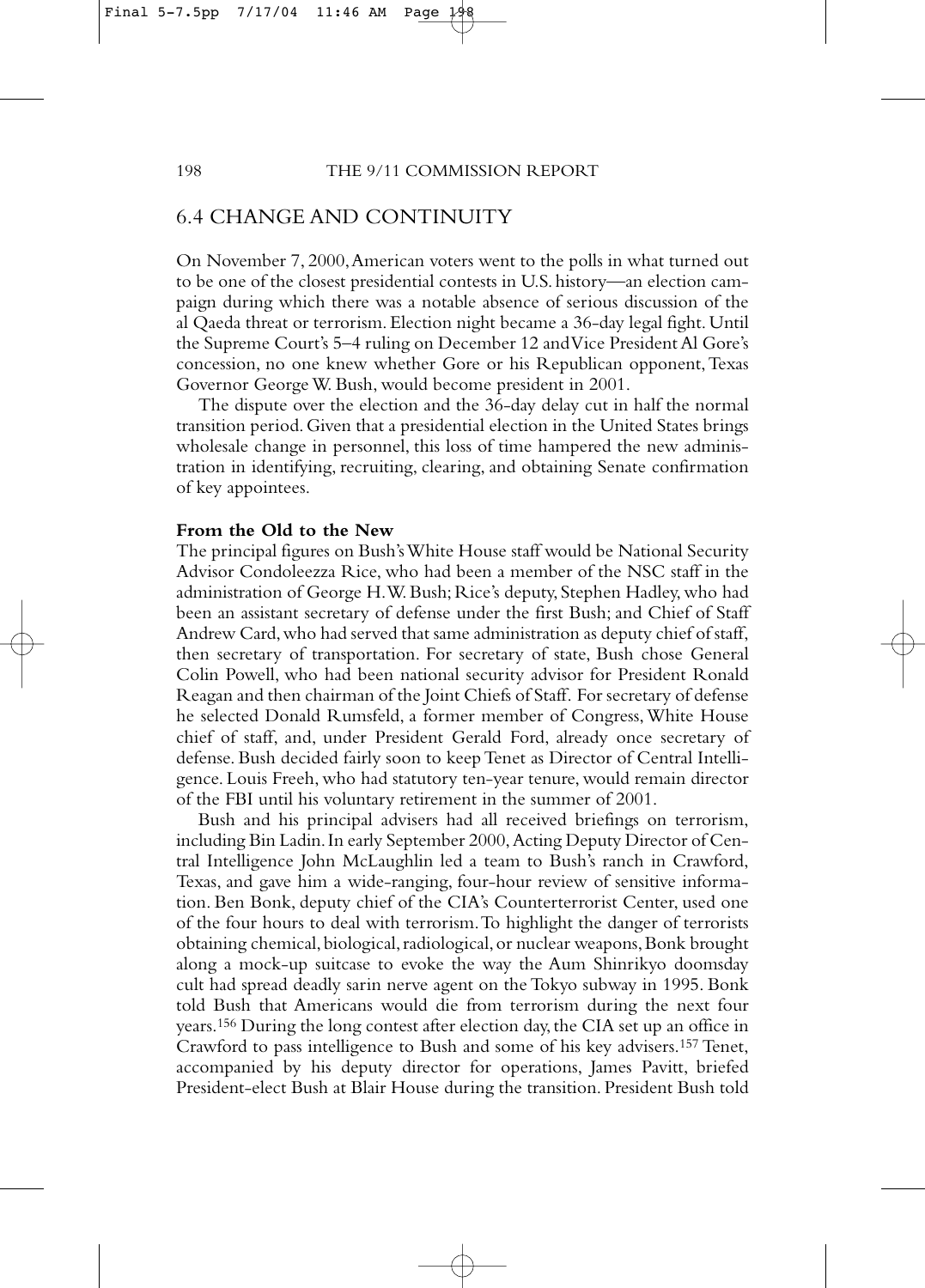## 6.4 CHANGE AND CONTINUITY

On November 7, 2000, American voters went to the polls in what turned out to be one of the closest presidential contests in U.S. history—an election campaign during which there was a notable absence of serious discussion of the al Qaeda threat or terrorism. Election night became a 36-day legal fight. Until the Supreme Court's 5–4 ruling on December 12 and Vice President Al Gore's concession, no one knew whether Gore or his Republican opponent, Texas Governor George W. Bush, would become president in 2001.

The dispute over the election and the 36-day delay cut in half the normal transition period. Given that a presidential election in the United States brings wholesale change in personnel, this loss of time hampered the new administration in identifying, recruiting, clearing, and obtaining Senate confirmation of key appointees.

### From the Old to the New

The principal figures on Bush's White House staff would be National Security Advisor Condoleezza Rice, who had been a member of the NSC staff in the administration of George H. W. Bush; Rice's deputy, Stephen Hadley, who had been an assistant secretary of defense under the first Bush; and Chief of Staff Andrew Card, who had served that same administration as deputy chief of staff, then secretary of transportation. For secretary of state, Bush chose General Colin Powell, who had been national security advisor for President Ronald Reagan and then chairman of the Joint Chiefs of Staff. For secretary of defense he selected Donald Rumsfeld, a former member of Congress, White House chief of staff, and, under President Gerald Ford, already once secretary of defense. Bush decided fairly soon to keep Tenet as Director of Central Intelligence. Louis Freeh, who had statutory ten-year tenure, would remain director of the FBI until his voluntary retirement in the summer of 2001.

Bush and his principal advisers had all received briefings on terrorism, including Bin Ladin. In early September 2000, Acting Deputy Director of Central Intelligence John McLaughlin led a team to Bush's ranch in Crawford, Texas, and gave him a wide-ranging, four-hour review of sensitive information. Ben Bonk, deputy chief of the CIA's Counterterrorist Center, used one of the four hours to deal with terrorism. To highlight the danger of terrorists obtaining chemical, biological, radiological, or nuclear weapons, Bonk brought along a mock-up suitcase to evoke the way the Aum Shinrikyo doomsday cult had spread deadly sarin nerve agent on the Tokyo subway in 1995. Bonk told Bush that Americans would die from terrorism during the next four years.[156] During the long contest after election day, the CIA set up an office in Crawford to pass intelligence to Bush and some of his key advisers.[157] Tenet, accompanied by his deputy director for operations, James Pavitt, briefed President-elect Bush at Blair House during the transition. President Bush told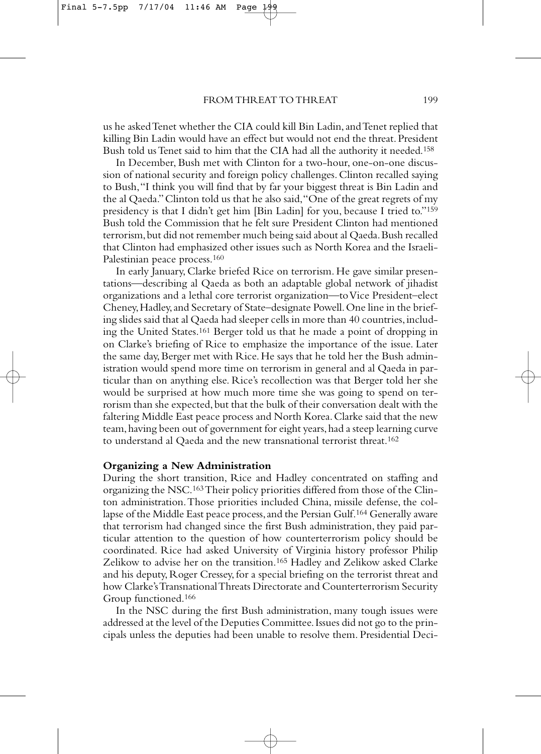us he asked Tenet whether the CIA could kill Bin Ladin, and Tenet replied that killing Bin Ladin would have an effect but would not end the threat. President Bush told us Tenet said to him that the CIA had all the authority it needed.[158]

In December, Bush met with Clinton for a two-hour, one-on-one discussion of national security and foreign policy challenges. Clinton recalled saying to Bush, "I think you will find that by far your biggest threat is Bin Ladin and the al Qaeda." Clinton told us that he also said, "One of the great regrets of my presidency is that I didn't get him [Bin Ladin] for you, because I tried to."[159] Bush told the Commission that he felt sure President Clinton had mentioned terrorism, but did not remember much being said about al Qaeda. Bush recalled that Clinton had emphasized other issues such as North Korea and the Israeli-Palestinian peace process.[160]

In early January, Clarke briefed Rice on terrorism. He gave similar presentations—describing al Qaeda as both an adaptable global network of jihadist organizations and a lethal core terrorist organization—to Vice President–elect Cheney, Hadley, and Secretary of State–designate Powell. One line in the briefing slides said that al Qaeda had sleeper cells in more than 40 countries, including the United States.[161] Berger told us that he made a point of dropping in on Clarke's briefing of Rice to emphasize the importance of the issue. Later the same day, Berger met with Rice. He says that he told her the Bush administration would spend more time on terrorism in general and al Qaeda in particular than on anything else. Rice's recollection was that Berger told her she would be surprised at how much more time she was going to spend on terrorism than she expected, but that the bulk of their conversation dealt with the faltering Middle East peace process and North Korea. Clarke said that the new team, having been out of government for eight years, had a steep learning curve to understand al Qaeda and the new transnational terrorist threat.[162]

**Organizing a New Administration**

During the short transition, Rice and Hadley concentrated on staffing and organizing the NSC.[163] Their policy priorities differed from those of the Clinton administration. Those priorities included China, missile defense, the collapse of the Middle East peace process, and the Persian Gulf.[164] Generally aware that terrorism had changed since the first Bush administration, they paid particular attention to the question of how counterterrorism policy should be coordinated. Rice had asked University of Virginia history professor Philip Zelikow to advise her on the transition.[165] Hadley and Zelikow asked Clarke and his deputy, Roger Cressey, for a special briefing on the terrorist threat and how Clarke's Transnational Threats Directorate and Counterterrorism Security Group functioned.[166]

In the NSC during the first Bush administration, many tough issues were addressed at the level of the Deputies Committee. Issues did not go to the principals unless the deputies had been unable to resolve them. Presidential Deci-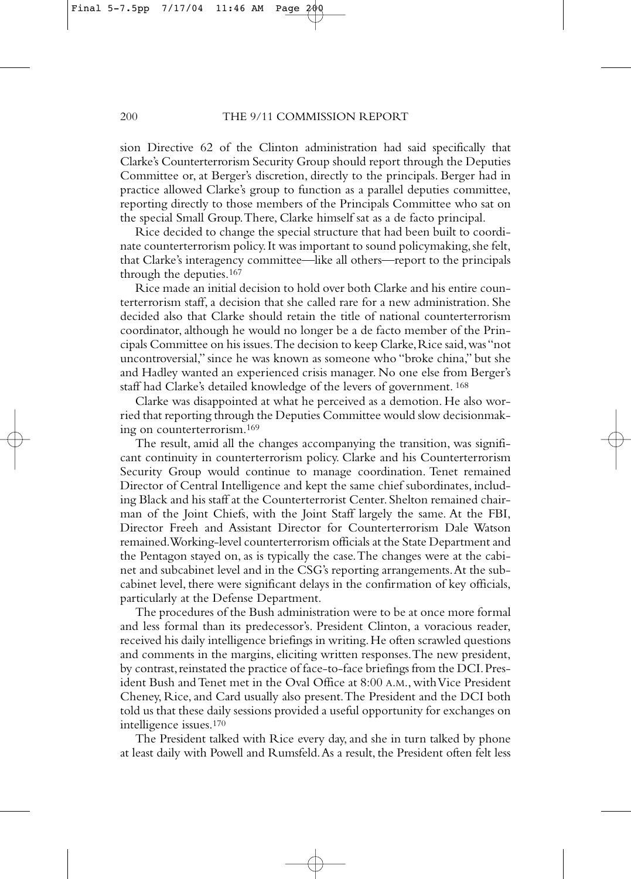sion Directive 62 of the Clinton administration had said specifically that Clarke's Counterterrorism Security Group should report through the Deputies Committee or, at Berger's discretion, directly to the principals. Berger had in practice allowed Clarke's group to function as a parallel deputies committee, reporting directly to those members of the Principals Committee who sat on the special Small Group. There, Clarke himself sat as a de facto principal.

Rice decided to change the special structure that had been built to coordinate counterterrorism policy. It was important to sound policymaking, she felt, that Clarke's interagency committee—like all others—report to the principals through the deputies.[167]

Rice made an initial decision to hold over both Clarke and his entire counterterrorism staff, a decision that she called rare for a new administration. She decided also that Clarke should retain the title of national counterterrorism coordinator, although he would no longer be a de facto member of the Principals Committee on his issues. The decision to keep Clarke, Rice said, was "not uncontroversial," since he was known as someone who "broke china," but she and Hadley wanted an experienced crisis manager. No one else from Berger's staff had Clarke's detailed knowledge of the levers of government. [168]

Clarke was disappointed at what he perceived as a demotion. He also worried that reporting through the Deputies Committee would slow decisionmaking on counterterrorism.[169]

The result, amid all the changes accompanying the transition, was significant continuity in counterterrorism policy. Clarke and his Counterterrorism Security Group would continue to manage coordination. Tenet remained Director of Central Intelligence and kept the same chief subordinates, including Black and his staff at the Counterterrorist Center. Shelton remained chairman of the Joint Chiefs, with the Joint Staff largely the same. At the FBI, Director Freeh and Assistant Director for Counterterrorism Dale Watson remained. Working-level counterterrorism officials at the State Department and the Pentagon stayed on, as is typically the case. The changes were at the cabinet and subcabinet level and in the CSG's reporting arrangements. At the subcabinet level, there were significant delays in the confirmation of key officials, particularly at the Defense Department.

The procedures of the Bush administration were to be at once more formal and less formal than its predecessor's. President Clinton, a voracious reader, received his daily intelligence briefings in writing. He often scrawled questions and comments in the margins, eliciting written responses. The new president, by contrast, reinstated the practice of face-to-face briefings from the DCI. President Bush and Tenet met in the Oval Office at 8:00 A.M., with Vice President Cheney, Rice, and Card usually also present. The President and the DCI both told us that these daily sessions provided a useful opportunity for exchanges on intelligence issues.[170]

The President talked with Rice every day, and she in turn talked by phone at least daily with Powell and Rumsfeld. As a result, the President often felt less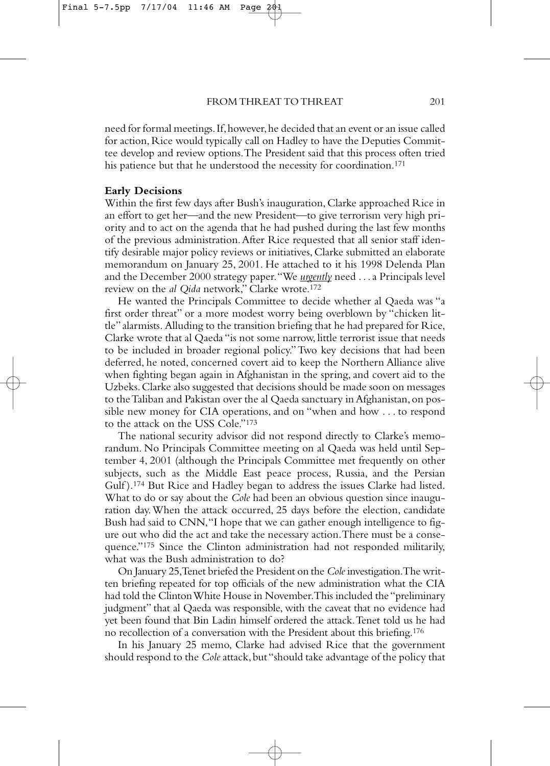need for formal meetings. If, however, he decided that an event or an issue called for action, Rice would typically call on Hadley to have the Deputies Committee develop and review options. The President said that this process often tried his patience but that he understood the necessity for coordination.[171]

**Early Decisions**

Within the first few days after Bush's inauguration, Clarke approached Rice in an effort to get her—and the new President—to give terrorism very high priority and to act on the agenda that he had pushed during the last few months of the previous administration. After Rice requested that all senior staff identify desirable major policy reviews or initiatives, Clarke submitted an elaborate memorandum on January 25, 2001. He attached to it his 1998 Delenda Plan and the December 2000 strategy paper. "We *urgently* need . . . a Principals level review on the *al Qida* network," Clarke wrote.[172]

He wanted the Principals Committee to decide whether al Qaeda was "a first order threat" or a more modest worry being overblown by "chicken little" alarmists. Alluding to the transition briefing that he had prepared for Rice, Clarke wrote that al Qaeda "is not some narrow, little terrorist issue that needs to be included in broader regional policy." Two key decisions that had been deferred, he noted, concerned covert aid to keep the Northern Alliance alive when fighting began again in Afghanistan in the spring, and covert aid to the Uzbeks. Clarke also suggested that decisions should be made soon on messages to the Taliban and Pakistan over the al Qaeda sanctuary in Afghanistan, on possible new money for CIA operations, and on "when and how . . . to respond to the attack on the USS Cole."[173]

The national security advisor did not respond directly to Clarke's memorandum. No Principals Committee meeting on al Qaeda was held until September 4, 2001 (although the Principals Committee met frequently on other subjects, such as the Middle East peace process, Russia, and the Persian Gulf).[174] But Rice and Hadley began to address the issues Clarke had listed. What to do or say about the *Cole* had been an obvious question since inauguration day. When the attack occurred, 25 days before the election, candidate Bush had said to CNN, "I hope that we can gather enough intelligence to figure out who did the act and take the necessary action. There must be a consequence."[175] Since the Clinton administration had not responded militarily, what was the Bush administration to do?

On January 25, Tenet briefed the President on the *Cole* investigation. The written briefing repeated for top officials of the new administration what the CIA had told the Clinton White House in November. This included the "preliminary judgment" that al Qaeda was responsible, with the caveat that no evidence had yet been found that Bin Ladin himself ordered the attack. Tenet told us he had no recollection of a conversation with the President about this briefing.[176]

In his January 25 memo, Clarke had advised Rice that the government should respond to the *Cole* attack, but "should take advantage of the policy that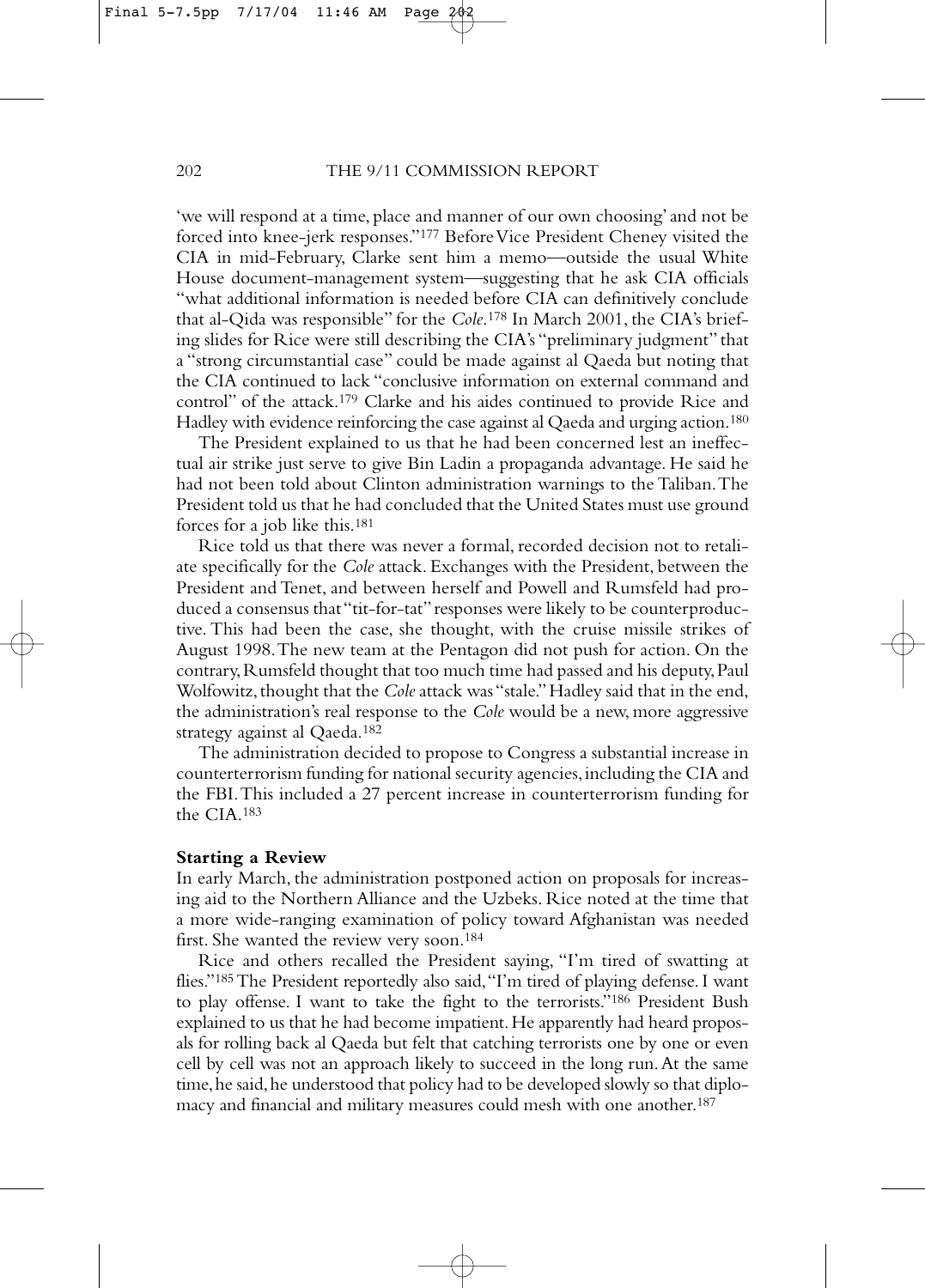'we will respond at a time, place and manner of our own choosing' and not be forced into knee-jerk responses."[177] Before Vice President Cheney visited the CIA in mid-February, Clarke sent him a memo—outside the usual White House document-management system—suggesting that he ask CIA officials "what additional information is needed before CIA can definitively conclude that al-Qida was responsible" for the *Cole*.[178] In March 2001, the CIA's briefing slides for Rice were still describing the CIA's "preliminary judgment" that a "strong circumstantial case" could be made against al Qaeda but noting that the CIA continued to lack "conclusive information on external command and control" of the attack.[179] Clarke and his aides continued to provide Rice and Hadley with evidence reinforcing the case against al Qaeda and urging action.[180]

The President explained to us that he had been concerned lest an ineffectual air strike just serve to give Bin Ladin a propaganda advantage. He said he had not been told about Clinton administration warnings to the Taliban. The President told us that he had concluded that the United States must use ground forces for a job like this.[181]

Rice told us that there was never a formal, recorded decision not to retaliate specifically for the *Cole* attack. Exchanges with the President, between the President and Tenet, and between herself and Powell and Rumsfeld had produced a consensus that "tit-for-tat" responses were likely to be counterproductive. This had been the case, she thought, with the cruise missile strikes of August 1998. The new team at the Pentagon did not push for action. On the contrary, Rumsfeld thought that too much time had passed and his deputy, Paul Wolfowitz, thought that the *Cole* attack was "stale." Hadley said that in the end, the administration's real response to the *Cole* would be a new, more aggressive strategy against al Qaeda.[182]

The administration decided to propose to Congress a substantial increase in counterterrorism funding for national security agencies, including the CIA and the FBI. This included a 27 percent increase in counterterrorism funding for the CIA.[183]

**Starting a Review**

In early March, the administration postponed action on proposals for increasing aid to the Northern Alliance and the Uzbeks. Rice noted at the time that a more wide-ranging examination of policy toward Afghanistan was needed first. She wanted the review very soon.[184]

Rice and others recalled the President saying, "I'm tired of swatting at flies."[185] The President reportedly also said, "I'm tired of playing defense. I want to play offense. I want to take the fight to the terrorists."[186] President Bush explained to us that he had become impatient. He apparently had heard proposals for rolling back al Qaeda but felt that catching terrorists one by one or even cell by cell was not an approach likely to succeed in the long run. At the same time, he said, he understood that policy had to be developed slowly so that diplomacy and financial and military measures could mesh with one another.[187]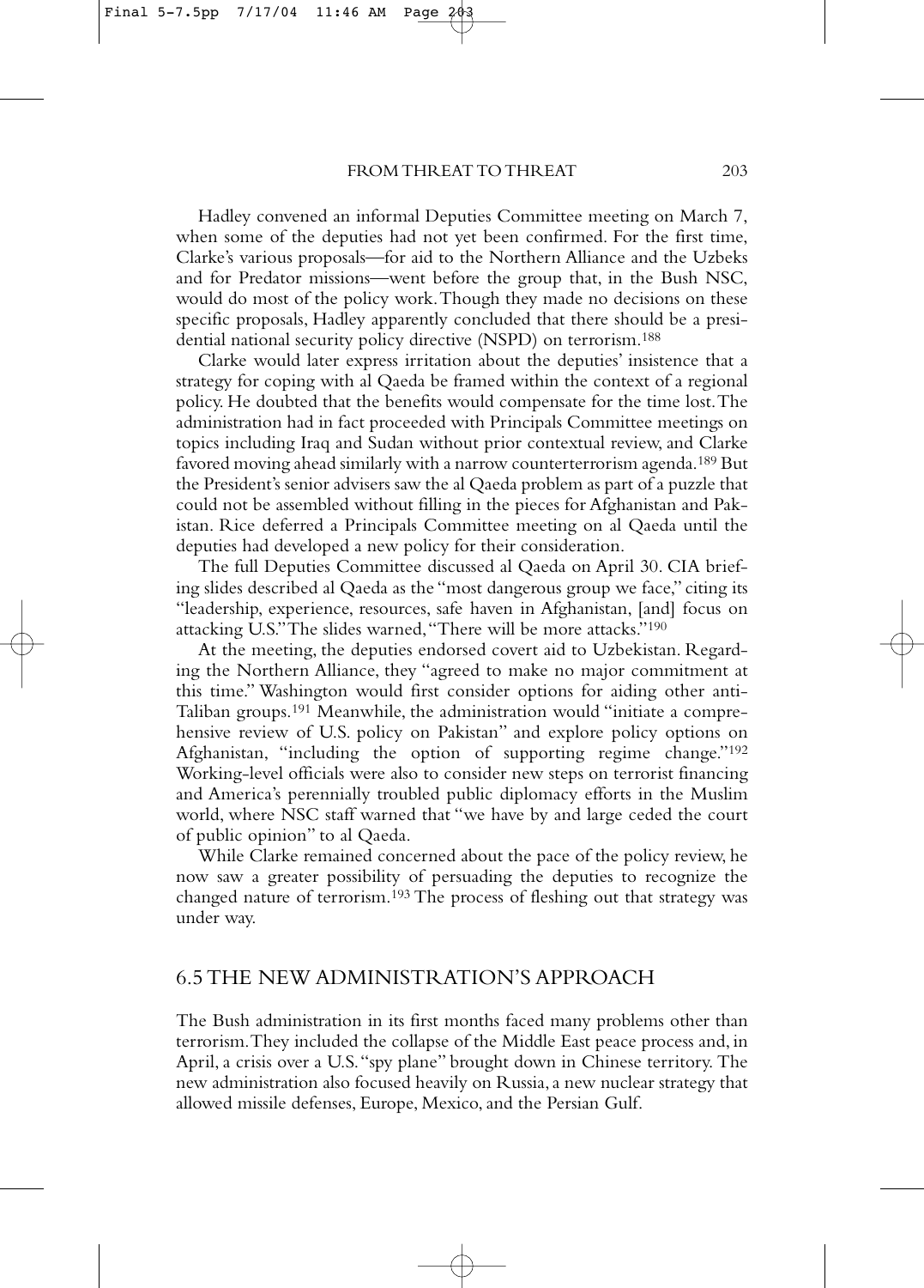Hadley convened an informal Deputies Committee meeting on March 7, when some of the deputies had not yet been confirmed. For the first time, Clarke's various proposals—for aid to the Northern Alliance and the Uzbeks and for Predator missions—went before the group that, in the Bush NSC, would do most of the policy work. Though they made no decisions on these specific proposals, Hadley apparently concluded that there should be a presidential national security policy directive (NSPD) on terrorism.[188]

Clarke would later express irritation about the deputies' insistence that a strategy for coping with al Qaeda be framed within the context of a regional policy. He doubted that the benefits would compensate for the time lost. The administration had in fact proceeded with Principals Committee meetings on topics including Iraq and Sudan without prior contextual review, and Clarke favored moving ahead similarly with a narrow counterterrorism agenda.[189] But the President's senior advisers saw the al Qaeda problem as part of a puzzle that could not be assembled without filling in the pieces for Afghanistan and Pakistan. Rice deferred a Principals Committee meeting on al Qaeda until the deputies had developed a new policy for their consideration.

The full Deputies Committee discussed al Qaeda on April 30. CIA briefing slides described al Qaeda as the "most dangerous group we face," citing its "leadership, experience, resources, safe haven in Afghanistan, [and] focus on attacking U.S." The slides warned, "There will be more attacks."[190]

At the meeting, the deputies endorsed covert aid to Uzbekistan. Regarding the Northern Alliance, they "agreed to make no major commitment at this time." Washington would first consider options for aiding other anti-Taliban groups.[191] Meanwhile, the administration would "initiate a comprehensive review of U.S. policy on Pakistan" and explore policy options on Afghanistan, "including the option of supporting regime change."[192] Working-level officials were also to consider new steps on terrorist financing and America's perennially troubled public diplomacy efforts in the Muslim world, where NSC staff warned that "we have by and large ceded the court of public opinion" to al Qaeda.

While Clarke remained concerned about the pace of the policy review, he now saw a greater possibility of persuading the deputies to recognize the changed nature of terrorism.[193] The process of fleshing out that strategy was under way.

## 6.5 THE NEW ADMINISTRATION'S APPROACH

The Bush administration in its first months faced many problems other than terrorism. They included the collapse of the Middle East peace process and, in April, a crisis over a U.S. "spy plane" brought down in Chinese territory. The new administration also focused heavily on Russia, a new nuclear strategy that allowed missile defenses, Europe, Mexico, and the Persian Gulf.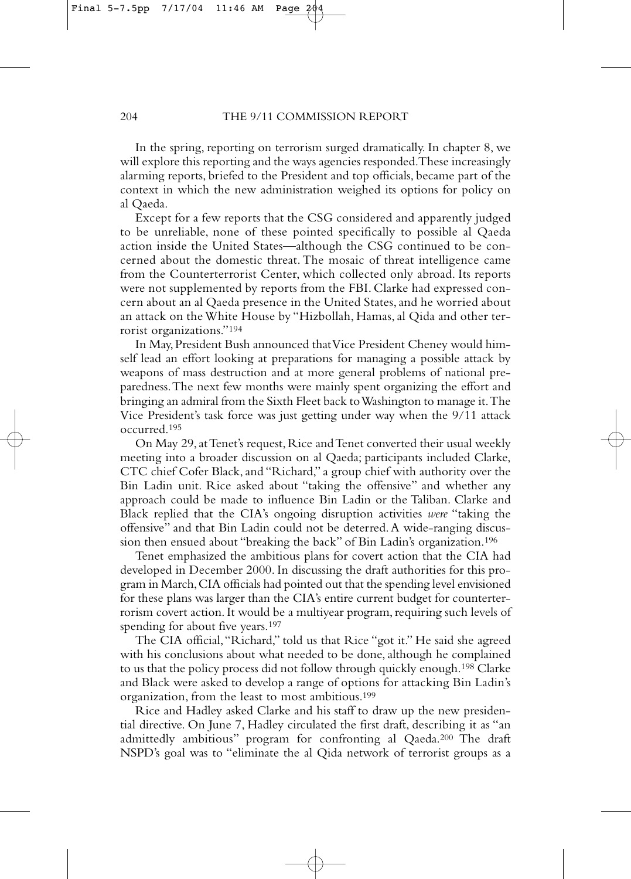In the spring, reporting on terrorism surged dramatically. In chapter 8, we will explore this reporting and the ways agencies responded. These increasingly alarming reports, briefed to the President and top officials, became part of the context in which the new administration weighed its options for policy on al Qaeda.

Except for a few reports that the CSG considered and apparently judged to be unreliable, none of these pointed specifically to possible al Qaeda action inside the United States—although the CSG continued to be concerned about the domestic threat. The mosaic of threat intelligence came from the Counterterrorist Center, which collected only abroad. Its reports were not supplemented by reports from the FBI. Clarke had expressed concern about an al Qaeda presence in the United States, and he worried about an attack on the White House by "Hizbollah, Hamas, al Qida and other terrorist organizations."[194]

In May, President Bush announced that Vice President Cheney would himself lead an effort looking at preparations for managing a possible attack by weapons of mass destruction and at more general problems of national preparedness. The next few months were mainly spent organizing the effort and bringing an admiral from the Sixth Fleet back to Washington to manage it. The Vice President's task force was just getting under way when the 9/11 attack occurred.[195]

On May 29, at Tenet's request, Rice and Tenet converted their usual weekly meeting into a broader discussion on al Qaeda; participants included Clarke, CTC chief Cofer Black, and "Richard," a group chief with authority over the Bin Ladin unit. Rice asked about "taking the offensive" and whether any approach could be made to influence Bin Ladin or the Taliban. Clarke and Black replied that the CIA's ongoing disruption activities *were* "taking the offensive" and that Bin Ladin could not be deterred. A wide-ranging discussion then ensued about "breaking the back" of Bin Ladin's organization.[196]

Tenet emphasized the ambitious plans for covert action that the CIA had developed in December 2000. In discussing the draft authorities for this program in March, CIA officials had pointed out that the spending level envisioned for these plans was larger than the CIA's entire current budget for counterterrorism covert action. It would be a multiyear program, requiring such levels of spending for about five years.[197]

The CIA official, "Richard," told us that Rice "got it." He said she agreed with his conclusions about what needed to be done, although he complained to us that the policy process did not follow through quickly enough.[198] Clarke and Black were asked to develop a range of options for attacking Bin Ladin's organization, from the least to most ambitious.[199]

Rice and Hadley asked Clarke and his staff to draw up the new presidential directive. On June 7, Hadley circulated the first draft, describing it as "an admittedly ambitious" program for confronting al Qaeda.[200] The draft NSPD's goal was to "eliminate the al Qida network of terrorist groups as a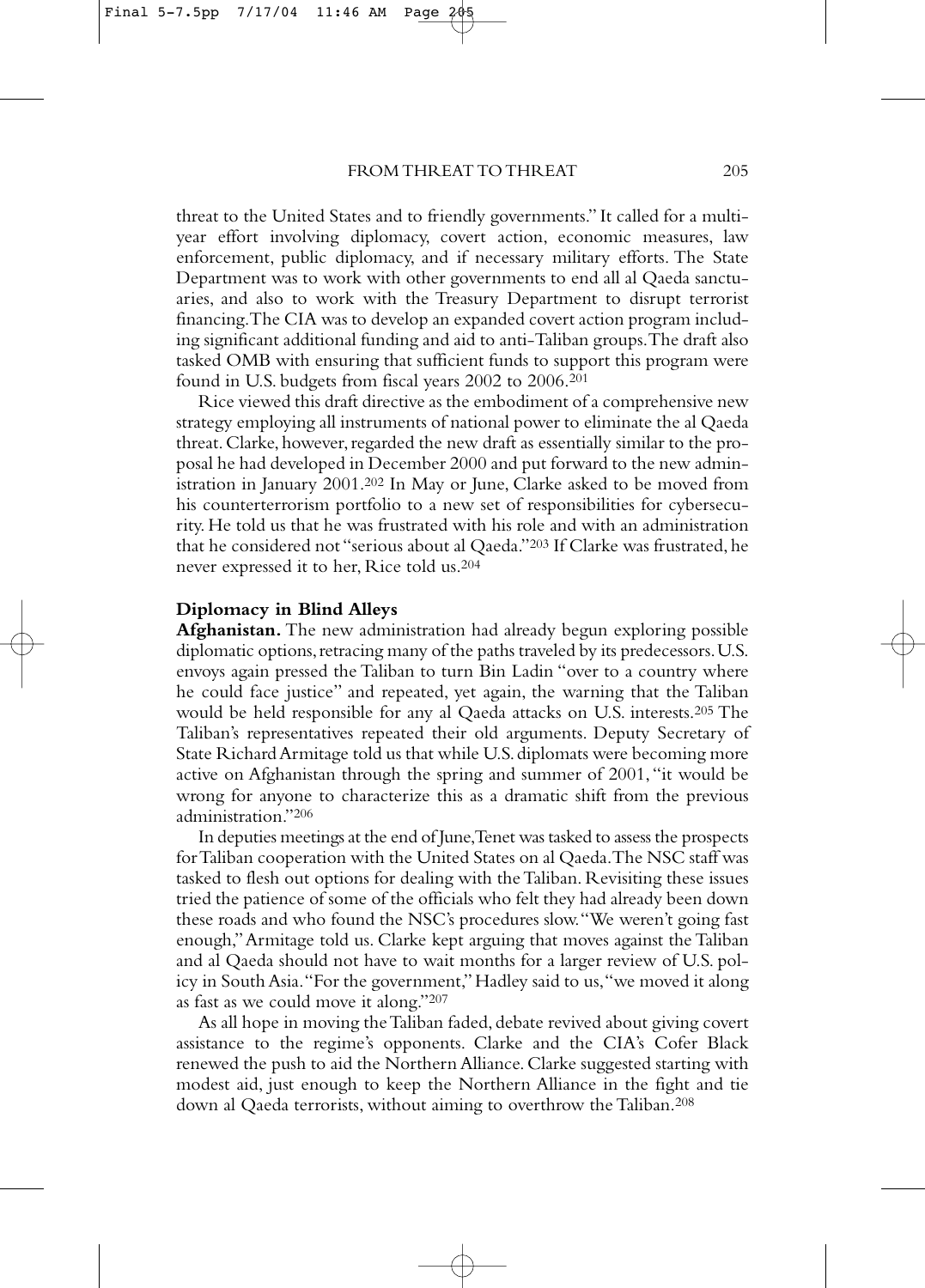threat to the United States and to friendly governments." It called for a multi-year effort involving diplomacy, covert action, economic measures, law enforcement, public diplomacy, and if necessary military efforts. The State Department was to work with other governments to end all al Qaeda sanctuaries, and also to work with the Treasury Department to disrupt terrorist financing. The CIA was to develop an expanded covert action program including significant additional funding and aid to anti-Taliban groups. The draft also tasked OMB with ensuring that sufficient funds to support this program were found in U.S. budgets from fiscal years 2002 to 2006.[201]

Rice viewed this draft directive as the embodiment of a comprehensive new strategy employing all instruments of national power to eliminate the al Qaeda threat. Clarke, however, regarded the new draft as essentially similar to the proposal he had developed in December 2000 and put forward to the new administration in January 2001.[202] In May or June, Clarke asked to be moved from his counterterrorism portfolio to a new set of responsibilities for cybersecurity. He told us that he was frustrated with his role and with an administration that he considered not "serious about al Qaeda."[203] If Clarke was frustrated, he never expressed it to her, Rice told us.[204]

**Diplomacy in Blind Alleys**

**Afghanistan.** The new administration had already begun exploring possible diplomatic options, retracing many of the paths traveled by its predecessors. U.S. envoys again pressed the Taliban to turn Bin Ladin "over to a country where he could face justice" and repeated, yet again, the warning that the Taliban would be held responsible for any al Qaeda attacks on U.S. interests.[205] The Taliban's representatives repeated their old arguments. Deputy Secretary of State Richard Armitage told us that while U.S. diplomats were becoming more active on Afghanistan through the spring and summer of 2001, "it would be wrong for anyone to characterize this as a dramatic shift from the previous administration."[206]

In deputies meetings at the end of June, Tenet was tasked to assess the prospects for Taliban cooperation with the United States on al Qaeda. The NSC staff was tasked to flesh out options for dealing with the Taliban. Revisiting these issues tried the patience of some of the officials who felt they had already been down these roads and who found the NSC's procedures slow. "We weren't going fast enough," Armitage told us. Clarke kept arguing that moves against the Taliban and al Qaeda should not have to wait months for a larger review of U.S. policy in South Asia. "For the government," Hadley said to us, "we moved it along as fast as we could move it along."[207]

As all hope in moving the Taliban faded, debate revived about giving covert assistance to the regime's opponents. Clarke and the CIA's Cofer Black renewed the push to aid the Northern Alliance. Clarke suggested starting with modest aid, just enough to keep the Northern Alliance in the fight and tie down al Qaeda terrorists, without aiming to overthrow the Taliban.[208]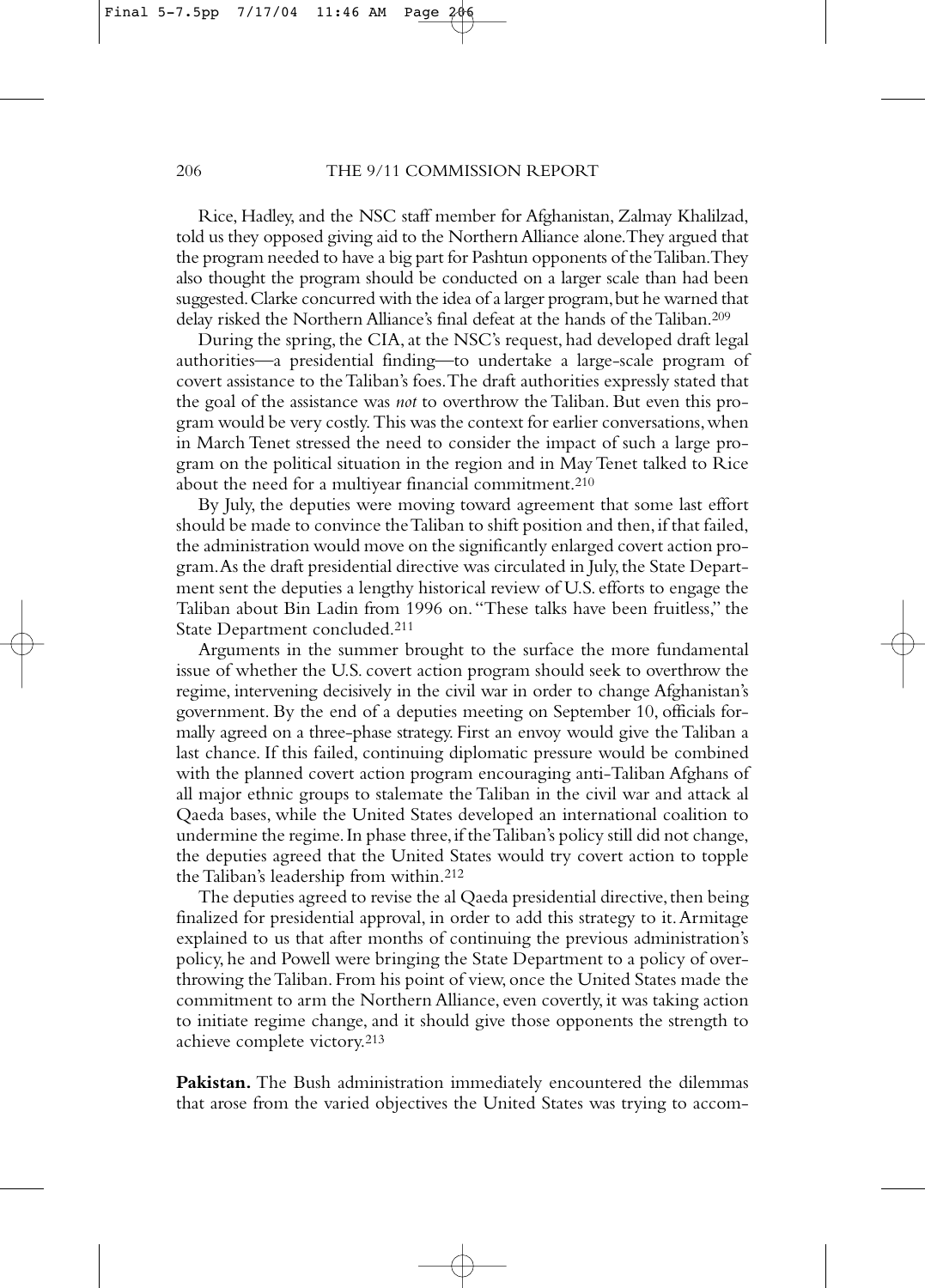Rice, Hadley, and the NSC staff member for Afghanistan, Zalmay Khalilzad, told us they opposed giving aid to the Northern Alliance alone. They argued that the program needed to have a big part for Pashtun opponents of the Taliban. They also thought the program should be conducted on a larger scale than had been suggested. Clarke concurred with the idea of a larger program, but he warned that delay risked the Northern Alliance's final defeat at the hands of the Taliban.[209]

During the spring, the CIA, at the NSC's request, had developed draft legal authorities—a presidential finding—to undertake a large-scale program of covert assistance to the Taliban's foes. The draft authorities expressly stated that the goal of the assistance was *not* to overthrow the Taliban. But even this program would be very costly. This was the context for earlier conversations, when in March Tenet stressed the need to consider the impact of such a large program on the political situation in the region and in May Tenet talked to Rice about the need for a multiyear financial commitment.[210]

By July, the deputies were moving toward agreement that some last effort should be made to convince the Taliban to shift position and then, if that failed, the administration would move on the significantly enlarged covert action program. As the draft presidential directive was circulated in July, the State Department sent the deputies a lengthy historical review of U.S. efforts to engage the Taliban about Bin Ladin from 1996 on. "These talks have been fruitless," the State Department concluded.[211]

Arguments in the summer brought to the surface the more fundamental issue of whether the U.S. covert action program should seek to overthrow the regime, intervening decisively in the civil war in order to change Afghanistan's government. By the end of a deputies meeting on September 10, officials formally agreed on a three-phase strategy. First an envoy would give the Taliban a last chance. If this failed, continuing diplomatic pressure would be combined with the planned covert action program encouraging anti-Taliban Afghans of all major ethnic groups to stalemate the Taliban in the civil war and attack al Qaeda bases, while the United States developed an international coalition to undermine the regime. In phase three, if the Taliban's policy still did not change, the deputies agreed that the United States would try covert action to topple the Taliban's leadership from within.[212]

The deputies agreed to revise the al Qaeda presidential directive, then being finalized for presidential approval, in order to add this strategy to it. Armitage explained to us that after months of continuing the previous administration's policy, he and Powell were bringing the State Department to a policy of overthrowing the Taliban. From his point of view, once the United States made the commitment to arm the Northern Alliance, even covertly, it was taking action to initiate regime change, and it should give those opponents the strength to achieve complete victory.[213]

**Pakistan.** The Bush administration immediately encountered the dilemmas that arose from the varied objectives the United States was trying to accom-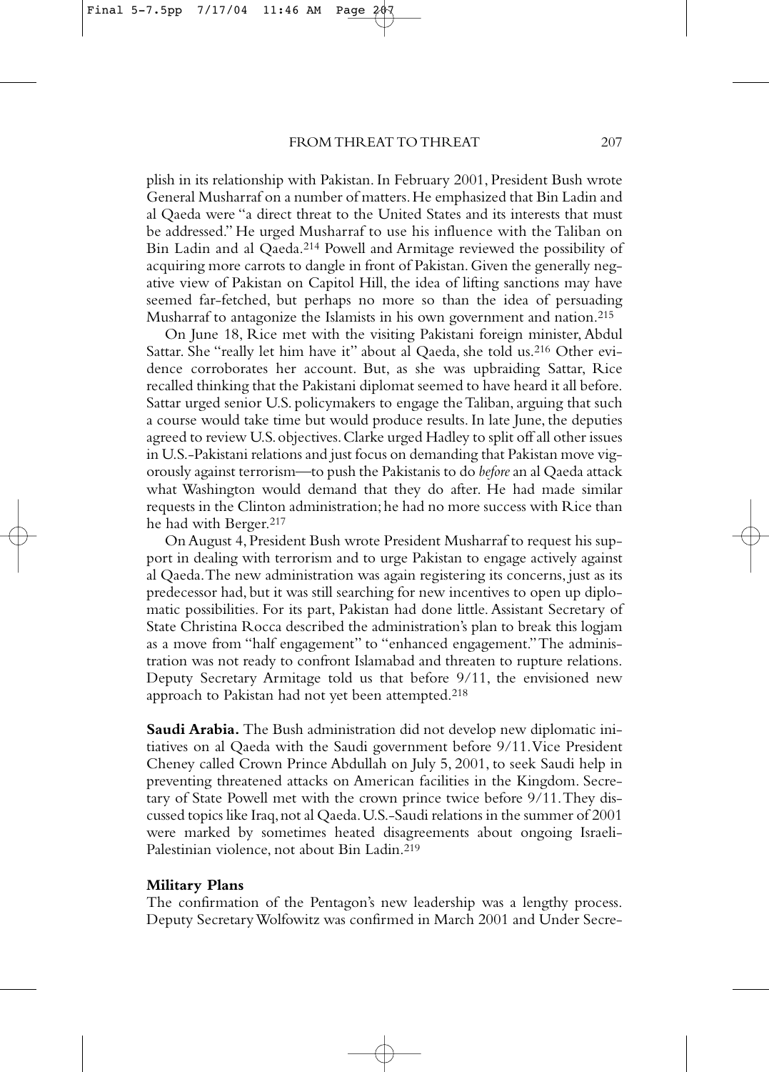plish in its relationship with Pakistan. In February 2001, President Bush wrote General Musharraf on a number of matters. He emphasized that Bin Ladin and al Qaeda were "a direct threat to the United States and its interests that must be addressed." He urged Musharraf to use his influence with the Taliban on Bin Ladin and al Qaeda.[214] Powell and Armitage reviewed the possibility of acquiring more carrots to dangle in front of Pakistan. Given the generally negative view of Pakistan on Capitol Hill, the idea of lifting sanctions may have seemed far-fetched, but perhaps no more so than the idea of persuading Musharraf to antagonize the Islamists in his own government and nation.[215]

On June 18, Rice met with the visiting Pakistani foreign minister, Abdul Sattar. She "really let him have it" about al Qaeda, she told us.[216] Other evidence corroborates her account. But, as she was upbraiding Sattar, Rice recalled thinking that the Pakistani diplomat seemed to have heard it all before. Sattar urged senior U.S. policymakers to engage the Taliban, arguing that such a course would take time but would produce results. In late June, the deputies agreed to review U.S. objectives. Clarke urged Hadley to split off all other issues in U.S.-Pakistani relations and just focus on demanding that Pakistan move vigorously against terrorism—to push the Pakistanis to do *before* an al Qaeda attack what Washington would demand that they do after. He had made similar requests in the Clinton administration; he had no more success with Rice than he had with Berger.[217]

On August 4, President Bush wrote President Musharraf to request his support in dealing with terrorism and to urge Pakistan to engage actively against al Qaeda. The new administration was again registering its concerns, just as its predecessor had, but it was still searching for new incentives to open up diplomatic possibilities. For its part, Pakistan had done little. Assistant Secretary of State Christina Rocca described the administration's plan to break this logjam as a move from "half engagement" to "enhanced engagement." The administration was not ready to confront Islamabad and threaten to rupture relations. Deputy Secretary Armitage told us that before 9/11, the envisioned new approach to Pakistan had not yet been attempted.[218]

**Saudi Arabia.** The Bush administration did not develop new diplomatic initiatives on al Qaeda with the Saudi government before 9/11. Vice President Cheney called Crown Prince Abdullah on July 5, 2001, to seek Saudi help in preventing threatened attacks on American facilities in the Kingdom. Secretary of State Powell met with the crown prince twice before 9/11. They discussed topics like Iraq, not al Qaeda. U.S.-Saudi relations in the summer of 2001 were marked by sometimes heated disagreements about ongoing Israeli-Palestinian violence, not about Bin Ladin.[219]

### Military Plans

The confirmation of the Pentagon's new leadership was a lengthy process. Deputy Secretary Wolfowitz was confirmed in March 2001 and Under Secre-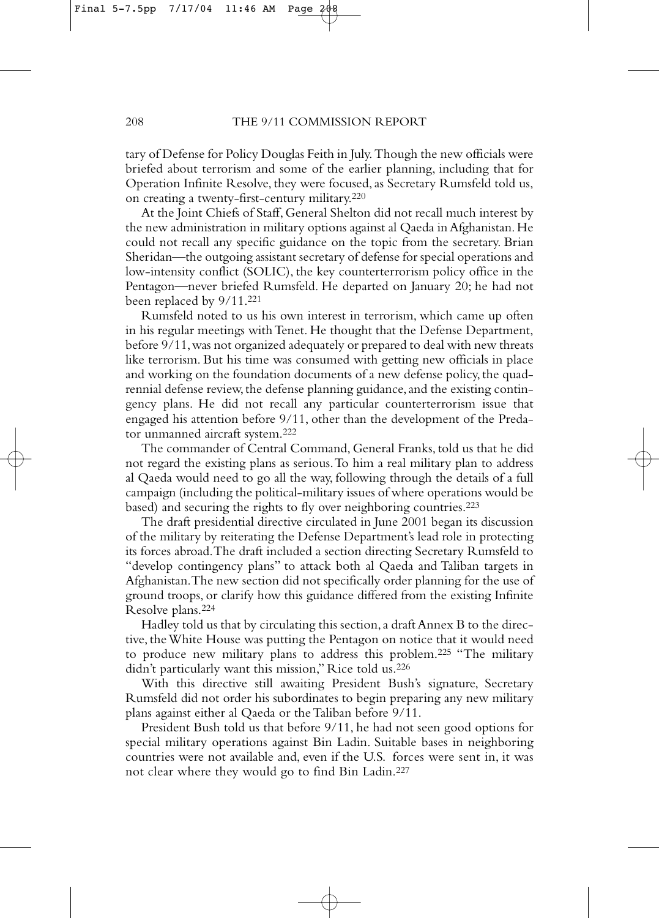tary of Defense for Policy Douglas Feith in July. Though the new officials were briefed about terrorism and some of the earlier planning, including that for Operation Infinite Resolve, they were focused, as Secretary Rumsfeld told us, on creating a twenty-first-century military.[220]

At the Joint Chiefs of Staff, General Shelton did not recall much interest by the new administration in military options against al Qaeda in Afghanistan. He could not recall any specific guidance on the topic from the secretary. Brian Sheridan—the outgoing assistant secretary of defense for special operations and low-intensity conflict (SOLIC), the key counterterrorism policy office in the Pentagon—never briefed Rumsfeld. He departed on January 20; he had not been replaced by 9/11.[221]

Rumsfeld noted to us his own interest in terrorism, which came up often in his regular meetings with Tenet. He thought that the Defense Department, before 9/11, was not organized adequately or prepared to deal with new threats like terrorism. But his time was consumed with getting new officials in place and working on the foundation documents of a new defense policy, the quadrennial defense review, the defense planning guidance, and the existing contingency plans. He did not recall any particular counterterrorism issue that engaged his attention before 9/11, other than the development of the Predator unmanned aircraft system.[222]

The commander of Central Command, General Franks, told us that he did not regard the existing plans as serious. To him a real military plan to address al Qaeda would need to go all the way, following through the details of a full campaign (including the political-military issues of where operations would be based) and securing the rights to fly over neighboring countries.[223]

The draft presidential directive circulated in June 2001 began its discussion of the military by reiterating the Defense Department's lead role in protecting its forces abroad. The draft included a section directing Secretary Rumsfeld to "develop contingency plans" to attack both al Qaeda and Taliban targets in Afghanistan. The new section did not specifically order planning for the use of ground troops, or clarify how this guidance differed from the existing Infinite Resolve plans.[224]

Hadley told us that by circulating this section, a draft Annex B to the directive, the White House was putting the Pentagon on notice that it would need to produce new military plans to address this problem.[225] "The military didn't particularly want this mission," Rice told us.[226]

With this directive still awaiting President Bush's signature, Secretary Rumsfeld did not order his subordinates to begin preparing any new military plans against either al Qaeda or the Taliban before 9/11.

President Bush told us that before 9/11, he had not seen good options for special military operations against Bin Ladin. Suitable bases in neighboring countries were not available and, even if the U.S. forces were sent in, it was not clear where they would go to find Bin Ladin.[227]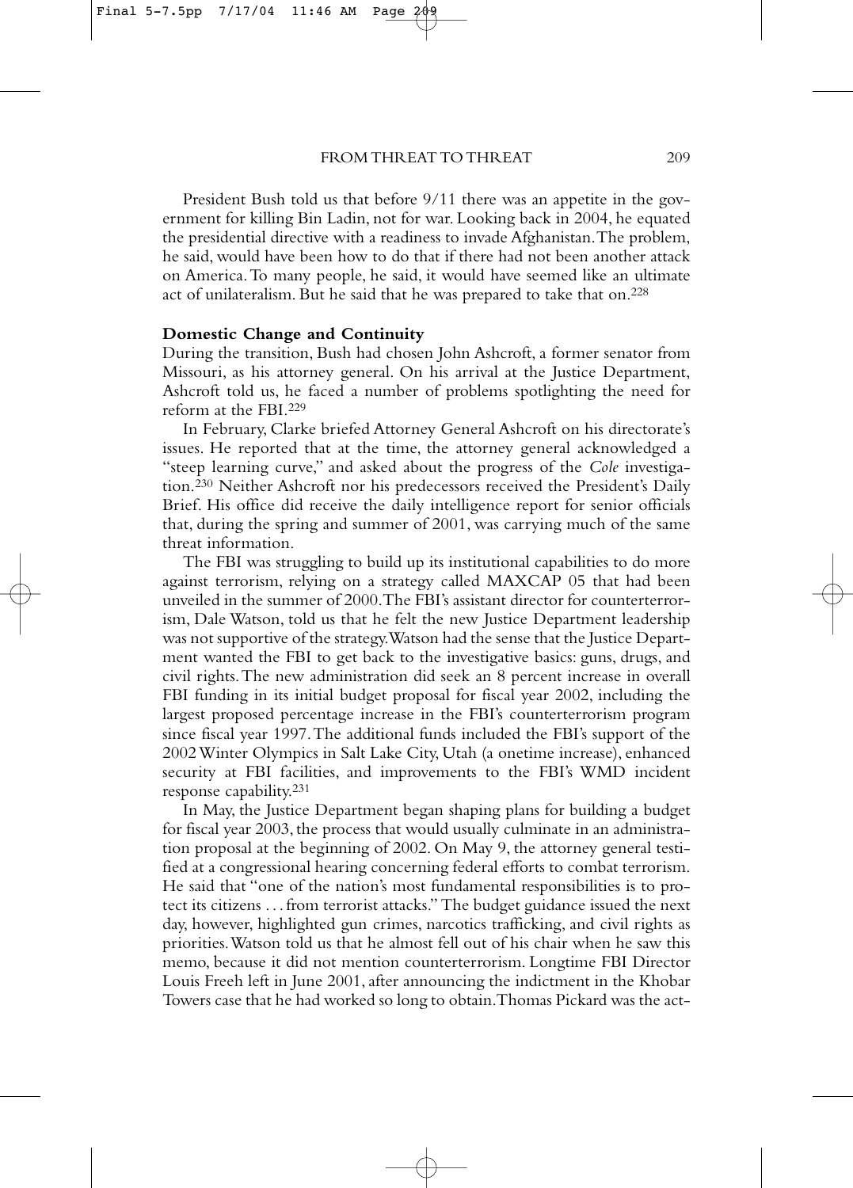President Bush told us that before 9/11 there was an appetite in the government for killing Bin Ladin, not for war. Looking back in 2004, he equated the presidential directive with a readiness to invade Afghanistan. The problem, he said, would have been how to do that if there had not been another attack on America. To many people, he said, it would have seemed like an ultimate act of unilateralism. But he said that he was prepared to take that on.[228]

**Domestic Change and Continuity**

During the transition, Bush had chosen John Ashcroft, a former senator from Missouri, as his attorney general. On his arrival at the Justice Department, Ashcroft told us, he faced a number of problems spotlighting the need for reform at the FBI.[229]

In February, Clarke briefed Attorney General Ashcroft on his directorate's issues. He reported that at the time, the attorney general acknowledged a "steep learning curve," and asked about the progress of the *Cole* investigation.[230] Neither Ashcroft nor his predecessors received the President's Daily Brief. His office did receive the daily intelligence report for senior officials that, during the spring and summer of 2001, was carrying much of the same threat information.

The FBI was struggling to build up its institutional capabilities to do more against terrorism, relying on a strategy called MAXCAP 05 that had been unveiled in the summer of 2000. The FBI's assistant director for counterterrorism, Dale Watson, told us that he felt the new Justice Department leadership was not supportive of the strategy. Watson had the sense that the Justice Department wanted the FBI to get back to the investigative basics: guns, drugs, and civil rights. The new administration did seek an 8 percent increase in overall FBI funding in its initial budget proposal for fiscal year 2002, including the largest proposed percentage increase in the FBI's counterterrorism program since fiscal year 1997. The additional funds included the FBI's support of the 2002 Winter Olympics in Salt Lake City, Utah (a onetime increase), enhanced security at FBI facilities, and improvements to the FBI's WMD incident response capability.[231]

In May, the Justice Department began shaping plans for building a budget for fiscal year 2003, the process that would usually culminate in an administration proposal at the beginning of 2002. On May 9, the attorney general testified at a congressional hearing concerning federal efforts to combat terrorism. He said that "one of the nation's most fundamental responsibilities is to protect its citizens . . . from terrorist attacks." The budget guidance issued the next day, however, highlighted gun crimes, narcotics trafficking, and civil rights as priorities. Watson told us that he almost fell out of his chair when he saw this memo, because it did not mention counterterrorism. Longtime FBI Director Louis Freeh left in June 2001, after announcing the indictment in the Khobar Towers case that he had worked so long to obtain. Thomas Pickard was the act-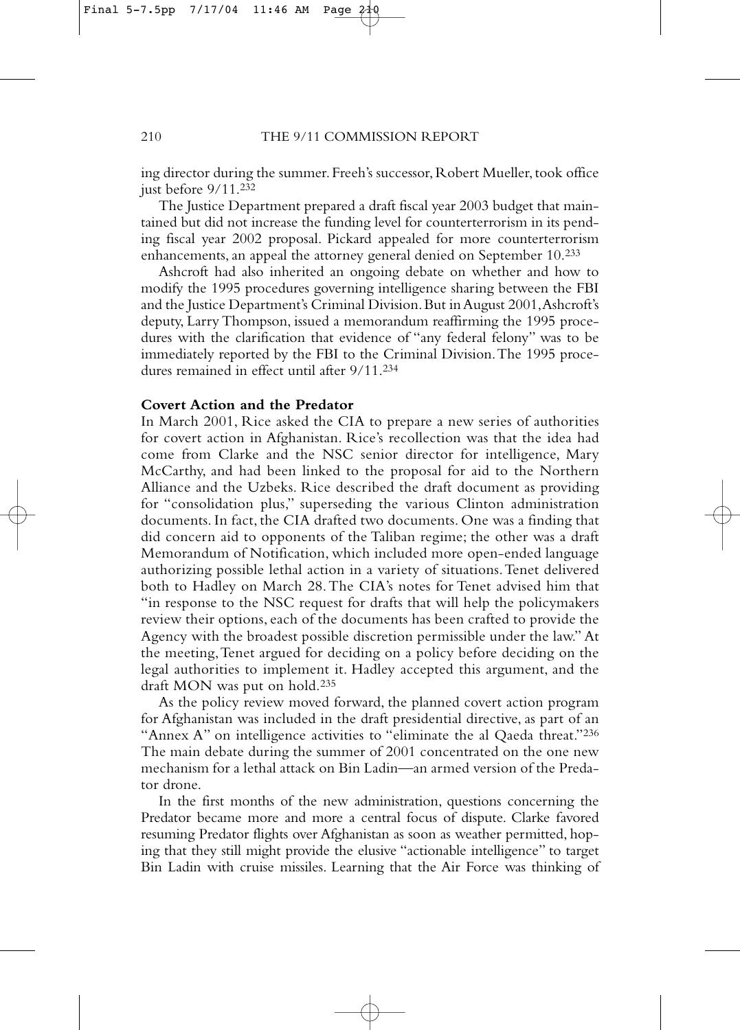ing director during the summer. Freeh's successor, Robert Mueller, took office just before 9/11.[232]

The Justice Department prepared a draft fiscal year 2003 budget that maintained but did not increase the funding level for counterterrorism in its pending fiscal year 2002 proposal. Pickard appealed for more counterterrorism enhancements, an appeal the attorney general denied on September 10.[233]

Ashcroft had also inherited an ongoing debate on whether and how to modify the 1995 procedures governing intelligence sharing between the FBI and the Justice Department's Criminal Division. But in August 2001, Ashcroft's deputy, Larry Thompson, issued a memorandum reaffirming the 1995 procedures with the clarification that evidence of "any federal felony" was to be immediately reported by the FBI to the Criminal Division. The 1995 procedures remained in effect until after 9/11.[234]

**Covert Action and the Predator**

In March 2001, Rice asked the CIA to prepare a new series of authorities for covert action in Afghanistan. Rice's recollection was that the idea had come from Clarke and the NSC senior director for intelligence, Mary McCarthy, and had been linked to the proposal for aid to the Northern Alliance and the Uzbeks. Rice described the draft document as providing for "consolidation plus," superseding the various Clinton administration documents. In fact, the CIA drafted two documents. One was a finding that did concern aid to opponents of the Taliban regime; the other was a draft Memorandum of Notification, which included more open-ended language authorizing possible lethal action in a variety of situations. Tenet delivered both to Hadley on March 28. The CIA's notes for Tenet advised him that "in response to the NSC request for drafts that will help the policymakers review their options, each of the documents has been crafted to provide the Agency with the broadest possible discretion permissible under the law." At the meeting, Tenet argued for deciding on a policy before deciding on the legal authorities to implement it. Hadley accepted this argument, and the draft MON was put on hold.[235]

As the policy review moved forward, the planned covert action program for Afghanistan was included in the draft presidential directive, as part of an "Annex A" on intelligence activities to "eliminate the al Qaeda threat."[236] The main debate during the summer of 2001 concentrated on the one new mechanism for a lethal attack on Bin Ladin—an armed version of the Predator drone.

In the first months of the new administration, questions concerning the Predator became more and more a central focus of dispute. Clarke favored resuming Predator flights over Afghanistan as soon as weather permitted, hoping that they still might provide the elusive "actionable intelligence" to target Bin Ladin with cruise missiles. Learning that the Air Force was thinking of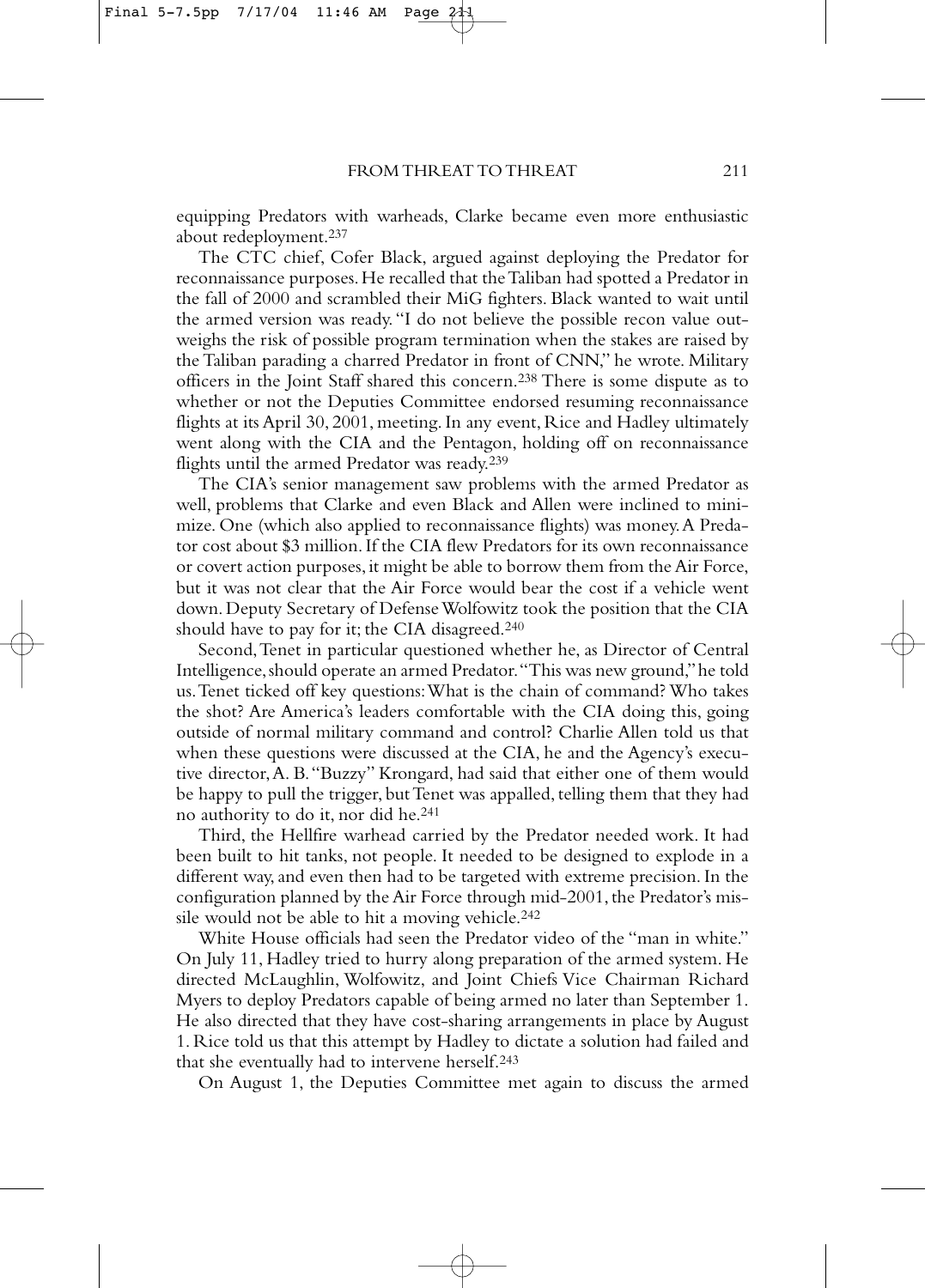equipping Predators with warheads, Clarke became even more enthusiastic about redeployment.[237]

The CTC chief, Cofer Black, argued against deploying the Predator for reconnaissance purposes. He recalled that the Taliban had spotted a Predator in the fall of 2000 and scrambled their MiG fighters. Black wanted to wait until the armed version was ready. "I do not believe the possible recon value outweighs the risk of possible program termination when the stakes are raised by the Taliban parading a charred Predator in front of CNN," he wrote. Military officers in the Joint Staff shared this concern.[238] There is some dispute as to whether or not the Deputies Committee endorsed resuming reconnaissance flights at its April 30, 2001, meeting. In any event, Rice and Hadley ultimately went along with the CIA and the Pentagon, holding off on reconnaissance flights until the armed Predator was ready.[239]

The CIA's senior management saw problems with the armed Predator as well, problems that Clarke and even Black and Allen were inclined to minimize. One (which also applied to reconnaissance flights) was money. A Predator cost about $3 million. If the CIA flew Predators for its own reconnaissance or covert action purposes, it might be able to borrow them from the Air Force, but it was not clear that the Air Force would bear the cost if a vehicle went down. Deputy Secretary of Defense Wolfowitz took the position that the CIA should have to pay for it; the CIA disagreed.[240]

Second, Tenet in particular questioned whether he, as Director of Central Intelligence, should operate an armed Predator. "This was new ground," he told us. Tenet ticked off key questions: What is the chain of command? Who takes the shot? Are America's leaders comfortable with the CIA doing this, going outside of normal military command and control? Charlie Allen told us that when these questions were discussed at the CIA, he and the Agency's executive director, A. B. "Buzzy" Krongard, had said that either one of them would be happy to pull the trigger, but Tenet was appalled, telling them that they had no authority to do it, nor did he.[241]

Third, the Hellfire warhead carried by the Predator needed work. It had been built to hit tanks, not people. It needed to be designed to explode in a different way, and even then had to be targeted with extreme precision. In the configuration planned by the Air Force through mid-2001, the Predator's missile would not be able to hit a moving vehicle.[242]

White House officials had seen the Predator video of the "man in white." On July 11, Hadley tried to hurry along preparation of the armed system. He directed McLaughlin, Wolfowitz, and Joint Chiefs Vice Chairman Richard Myers to deploy Predators capable of being armed no later than September 1. He also directed that they have cost-sharing arrangements in place by August 1. Rice told us that this attempt by Hadley to dictate a solution had failed and that she eventually had to intervene herself.[243]

On August 1, the Deputies Committee met again to discuss the armed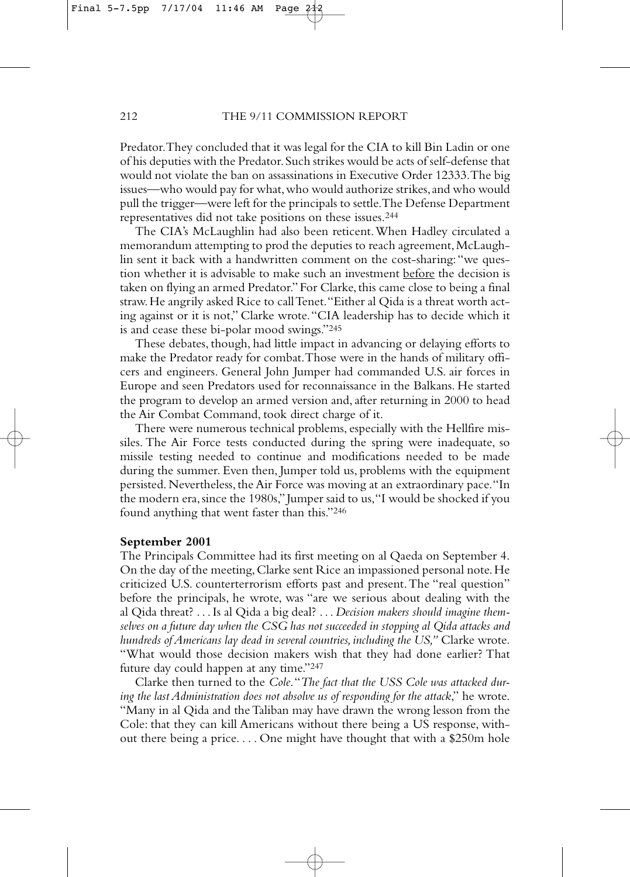Predator. They concluded that it was legal for the CIA to kill Bin Ladin or one of his deputies with the Predator. Such strikes would be acts of self-defense that would not violate the ban on assassinations in Executive Order 12333. The big issues—who would pay for what, who would authorize strikes, and who would pull the trigger—were left for the principals to settle. The Defense Department representatives did not take positions on these issues.[244]

The CIA's McLaughlin had also been reticent. When Hadley circulated a memorandum attempting to prod the deputies to reach agreement, McLaughlin sent it back with a handwritten comment on the cost-sharing: "we question whether it is advisable to make such an investment <u>before</u> the decision is taken on flying an armed Predator." For Clarke, this came close to being a final straw. He angrily asked Rice to call Tenet. "Either al Qida is a threat worth acting against or it is not," Clarke wrote. "CIA leadership has to decide which it is and cease these bi-polar mood swings."[245]

These debates, though, had little impact in advancing or delaying efforts to make the Predator ready for combat. Those were in the hands of military officers and engineers. General John Jumper had commanded U.S. air forces in Europe and seen Predators used for reconnaissance in the Balkans. He started the program to develop an armed version and, after returning in 2000 to head the Air Combat Command, took direct charge of it.

There were numerous technical problems, especially with the Hellfire missiles. The Air Force tests conducted during the spring were inadequate, so missile testing needed to continue and modifications needed to be made during the summer. Even then, Jumper told us, problems with the equipment persisted. Nevertheless, the Air Force was moving at an extraordinary pace. "In the modern era, since the 1980s," Jumper said to us, "I would be shocked if you found anything that went faster than this."[246]

**September 2001**

The Principals Committee had its first meeting on al Qaeda on September 4. On the day of the meeting, Clarke sent Rice an impassioned personal note. He criticized U.S. counterterrorism efforts past and present. The "real question" before the principals, he wrote, was "are we serious about dealing with the al Qida threat? . . . Is al Qida a big deal? . . . *Decision makers should imagine themselves on a future day when the CSG has not succeeded in stopping al Qida attacks and hundreds of Americans lay dead in several countries, including the US,*" Clarke wrote. "What would those decision makers wish that they had done earlier? That future day could happen at any time."[247]

Clarke then turned to the *Cole*. "*The fact that the USS Cole was attacked during the last Administration does not absolve us of responding for the attack*," he wrote. "Many in al Qida and the Taliban may have drawn the wrong lesson from the Cole: that they can kill Americans without there being a US response, without there being a price. . . . One might have thought that with a $250m hole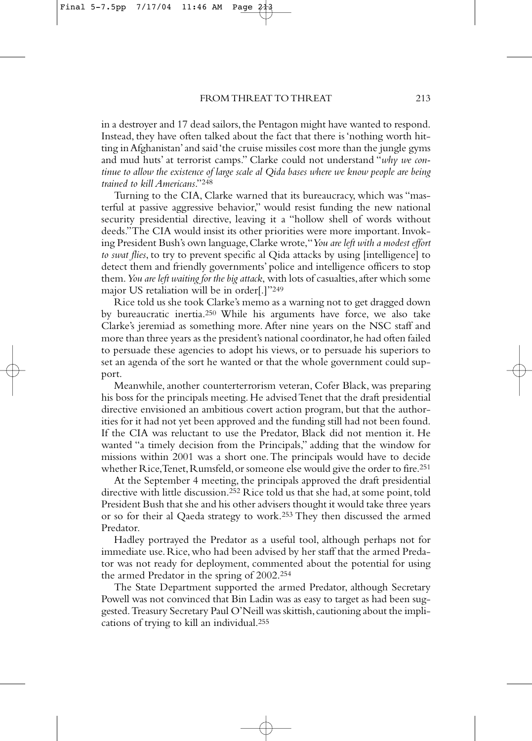in a destroyer and 17 dead sailors, the Pentagon might have wanted to respond. Instead, they have often talked about the fact that there is 'nothing worth hitting in Afghanistan' and said 'the cruise missiles cost more than the jungle gyms and mud huts' at terrorist camps." Clarke could not understand "*why we continue to allow the existence of large scale al Qida bases where we know people are being trained to kill Americans*."[248]

Turning to the CIA, Clarke warned that its bureaucracy, which was "masterful at passive aggressive behavior," would resist funding the new national security presidential directive, leaving it a "hollow shell of words without deeds." The CIA would insist its other priorities were more important. Invoking President Bush's own language, Clarke wrote, "*You are left with a modest effort to swat flies*, to try to prevent specific al Qida attacks by using [intelligence] to detect them and friendly governments' police and intelligence officers to stop them. *You are left waiting for the big attack*, with lots of casualties, after which some major US retaliation will be in order[.]"[249]

Rice told us she took Clarke's memo as a warning not to get dragged down by bureaucratic inertia.[250] While his arguments have force, we also take Clarke's jeremiad as something more. After nine years on the NSC staff and more than three years as the president's national coordinator, he had often failed to persuade these agencies to adopt his views, or to persuade his superiors to set an agenda of the sort he wanted or that the whole government could support.

Meanwhile, another counterterrorism veteran, Cofer Black, was preparing his boss for the principals meeting. He advised Tenet that the draft presidential directive envisioned an ambitious covert action program, but that the authorities for it had not yet been approved and the funding still had not been found. If the CIA was reluctant to use the Predator, Black did not mention it. He wanted "a timely decision from the Principals," adding that the window for missions within 2001 was a short one. The principals would have to decide whether Rice, Tenet, Rumsfeld, or someone else would give the order to fire.[251]

At the September 4 meeting, the principals approved the draft presidential directive with little discussion.[252] Rice told us that she had, at some point, told President Bush that she and his other advisers thought it would take three years or so for their al Qaeda strategy to work.[253] They then discussed the armed Predator.

Hadley portrayed the Predator as a useful tool, although perhaps not for immediate use. Rice, who had been advised by her staff that the armed Predator was not ready for deployment, commented about the potential for using the armed Predator in the spring of 2002.[254]

The State Department supported the armed Predator, although Secretary Powell was not convinced that Bin Ladin was as easy to target as had been suggested. Treasury Secretary Paul O'Neill was skittish, cautioning about the implications of trying to kill an individual.[255]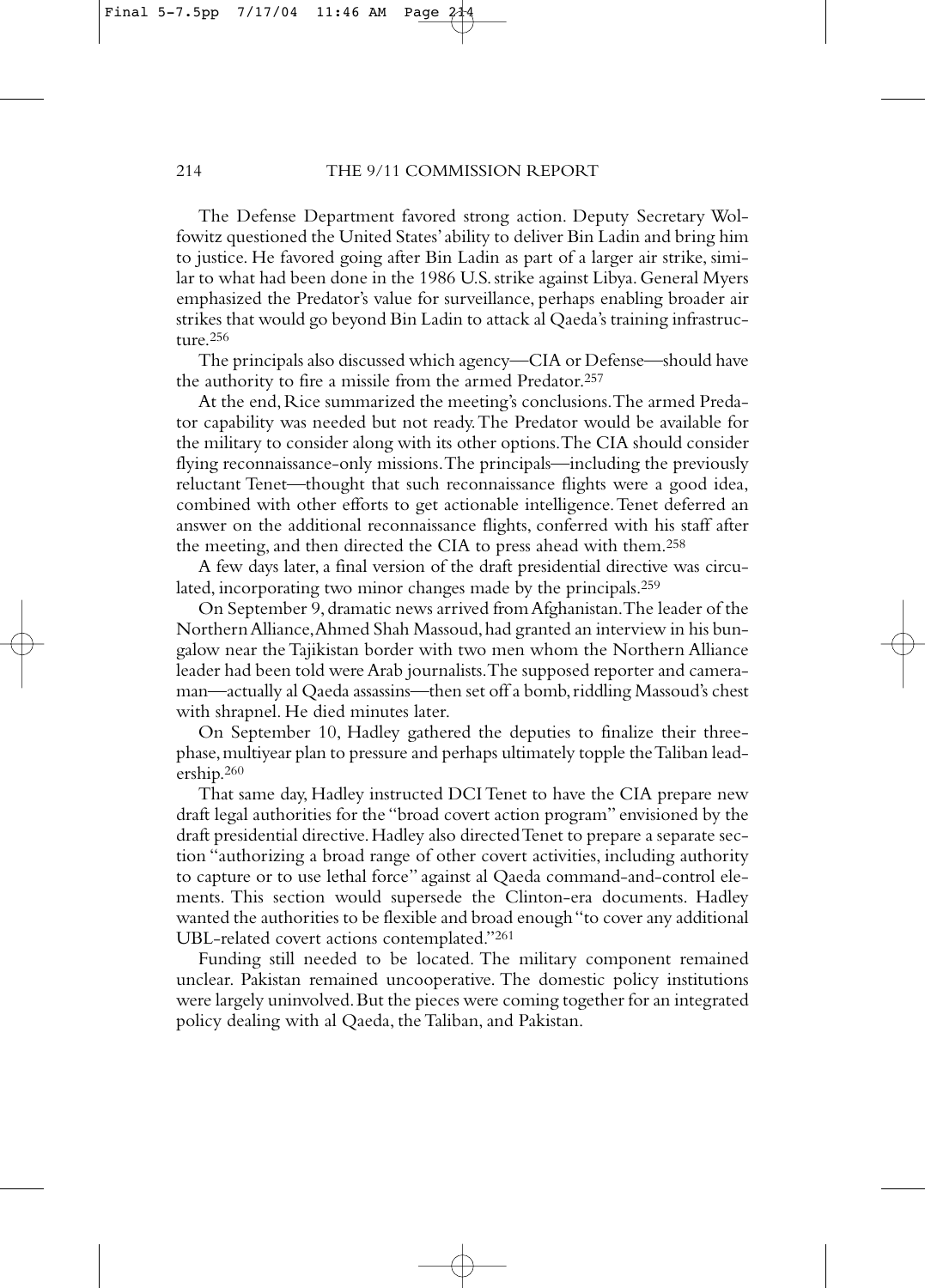The Defense Department favored strong action. Deputy Secretary Wolfowitz questioned the United States' ability to deliver Bin Ladin and bring him to justice. He favored going after Bin Ladin as part of a larger air strike, similar to what had been done in the 1986 U.S. strike against Libya. General Myers emphasized the Predator's value for surveillance, perhaps enabling broader air strikes that would go beyond Bin Ladin to attack al Qaeda's training infrastructure.[256]

The principals also discussed which agency—CIA or Defense—should have the authority to fire a missile from the armed Predator.[257]

At the end, Rice summarized the meeting's conclusions. The armed Predator capability was needed but not ready. The Predator would be available for the military to consider along with its other options. The CIA should consider flying reconnaissance-only missions. The principals—including the previously reluctant Tenet—thought that such reconnaissance flights were a good idea, combined with other efforts to get actionable intelligence. Tenet deferred an answer on the additional reconnaissance flights, conferred with his staff after the meeting, and then directed the CIA to press ahead with them.[258]

A few days later, a final version of the draft presidential directive was circulated, incorporating two minor changes made by the principals.[259]

On September 9, dramatic news arrived from Afghanistan. The leader of the Northern Alliance, Ahmed Shah Massoud, had granted an interview in his bungalow near the Tajikistan border with two men whom the Northern Alliance leader had been told were Arab journalists. The supposed reporter and cameraman—actually al Qaeda assassins—then set off a bomb, riddling Massoud's chest with shrapnel. He died minutes later.

On September 10, Hadley gathered the deputies to finalize their three-phase, multiyear plan to pressure and perhaps ultimately topple the Taliban leadership.[260]

That same day, Hadley instructed DCI Tenet to have the CIA prepare new draft legal authorities for the "broad covert action program" envisioned by the draft presidential directive. Hadley also directed Tenet to prepare a separate section "authorizing a broad range of other covert activities, including authority to capture or to use lethal force" against al Qaeda command-and-control elements. This section would supersede the Clinton-era documents. Hadley wanted the authorities to be flexible and broad enough "to cover any additional UBL-related covert actions contemplated."[261]

Funding still needed to be located. The military component remained unclear. Pakistan remained uncooperative. The domestic policy institutions were largely uninvolved. But the pieces were coming together for an integrated policy dealing with al Qaeda, the Taliban, and Pakistan.